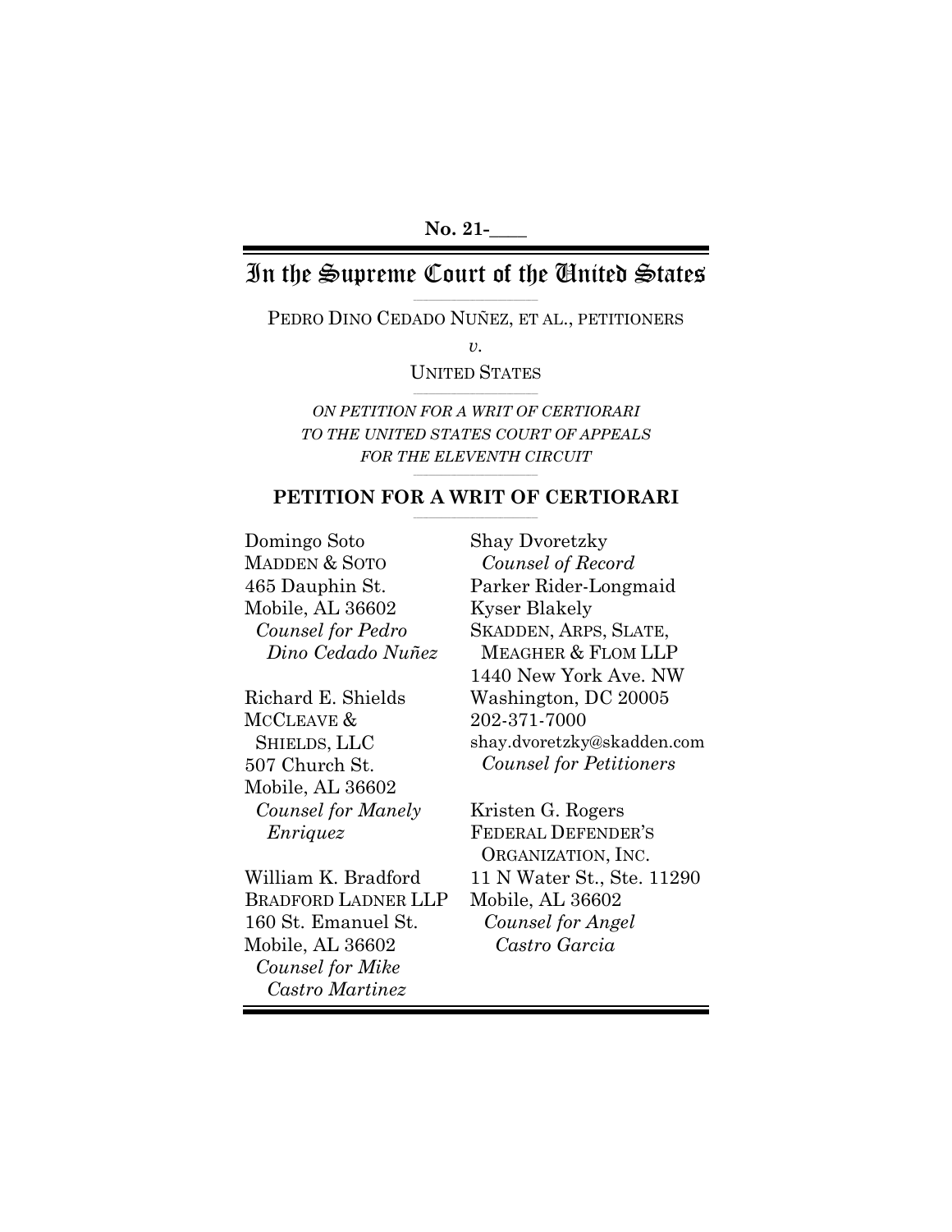**No. 21-____**

# In the Supreme Court of the United States

PEDRO DINO CEDADO NUÑEZ, ET AL., PETITIONERS

*v.*

UNITED STATES

*ON PETITION FOR A WRIT OF CERTIORARI TO THE UNITED STATES COURT OF APPEALS FOR THE ELEVENTH CIRCUIT*

## PETITION FOR A WRIT OF CERTIORARI

Shay Dvoretzky
*Counsel of Record*
Parker Rider-Longmaid
Kyser Blakely
SKADDEN, ARPS, SLATE, MEAGHER & FLOM LLP
1440 New York Ave. NW
Washington, DC 20005
202-371-7000
shay.dvoretzky@skadden.com
*Counsel for Petitioners*

Domingo Soto
MADDEN & SOTO
465 Dauphin St.
Mobile, AL 36602
*Counsel for Pedro Dino Cedado Nuñez*

Richard E. Shields
MCCLEAVE & SHIELDS, LLC
507 Church St.
Mobile, AL 36602
*Counsel for Manely Enriquez*

William K. Bradford
BRADFORD LADNER LLP
160 St. Emanuel St.
Mobile, AL 36602
*Counsel for Mike Castro Martinez*

Kristen G. Rogers
FEDERAL DEFENDER'S ORGANIZATION, INC.
11 N Water St., Ste. 11290
Mobile, AL 36602
*Counsel for Angel Castro Garcia*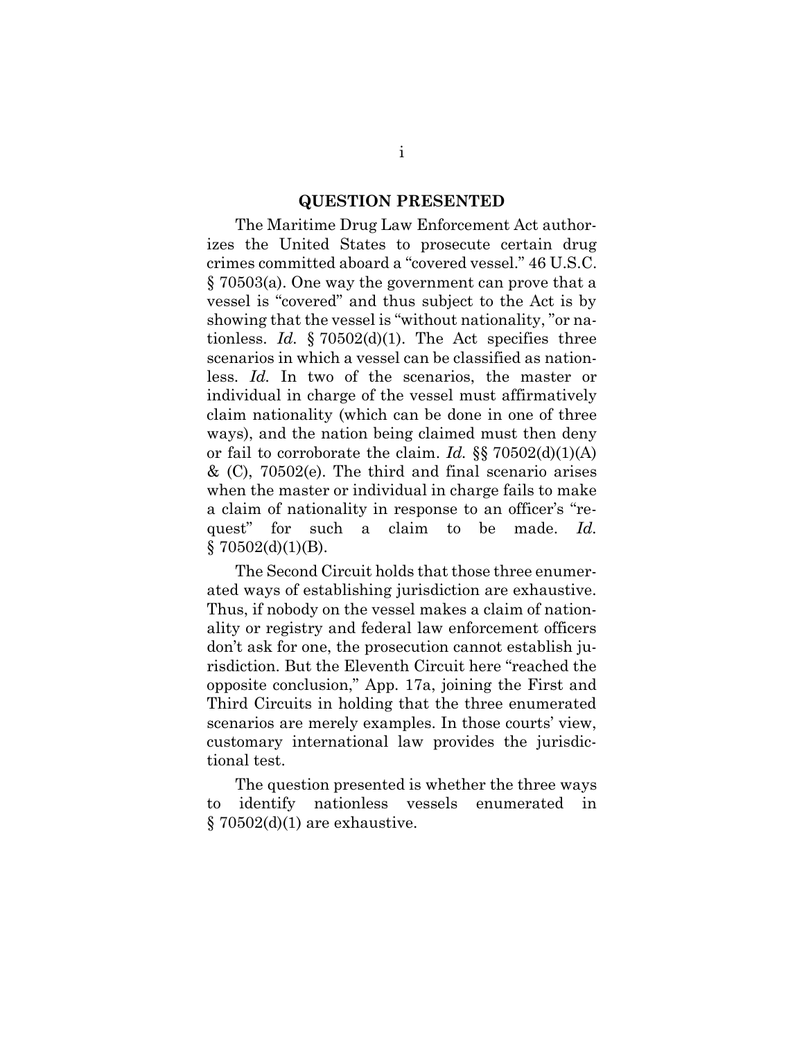## QUESTION PRESENTED

The Maritime Drug Law Enforcement Act authorizes the United States to prosecute certain drug crimes committed aboard a "covered vessel." 46 U.S.C. § 70503(a). One way the government can prove that a vessel is "covered" and thus subject to the Act is by showing that the vessel is "without nationality, "or nationless. *Id.* § 70502(d)(1). The Act specifies three scenarios in which a vessel can be classified as nationless. *Id.* In two of the scenarios, the master or individual in charge of the vessel must affirmatively claim nationality (which can be done in one of three ways), and the nation being claimed must then deny or fail to corroborate the claim. *Id.* §§ 70502(d)(1)(A) & (C), 70502(e). The third and final scenario arises when the master or individual in charge fails to make a claim of nationality in response to an officer's "request" for such a claim to be made. *Id.* § 70502(d)(1)(B).

The Second Circuit holds that those three enumerated ways of establishing jurisdiction are exhaustive. Thus, if nobody on the vessel makes a claim of nationality or registry and federal law enforcement officers don't ask for one, the prosecution cannot establish jurisdiction. But the Eleventh Circuit here "reached the opposite conclusion," App. 17a, joining the First and Third Circuits in holding that the three enumerated scenarios are merely examples. In those courts' view, customary international law provides the jurisdictional test.

The question presented is whether the three ways to identify nationless vessels enumerated in § 70502(d)(1) are exhaustive.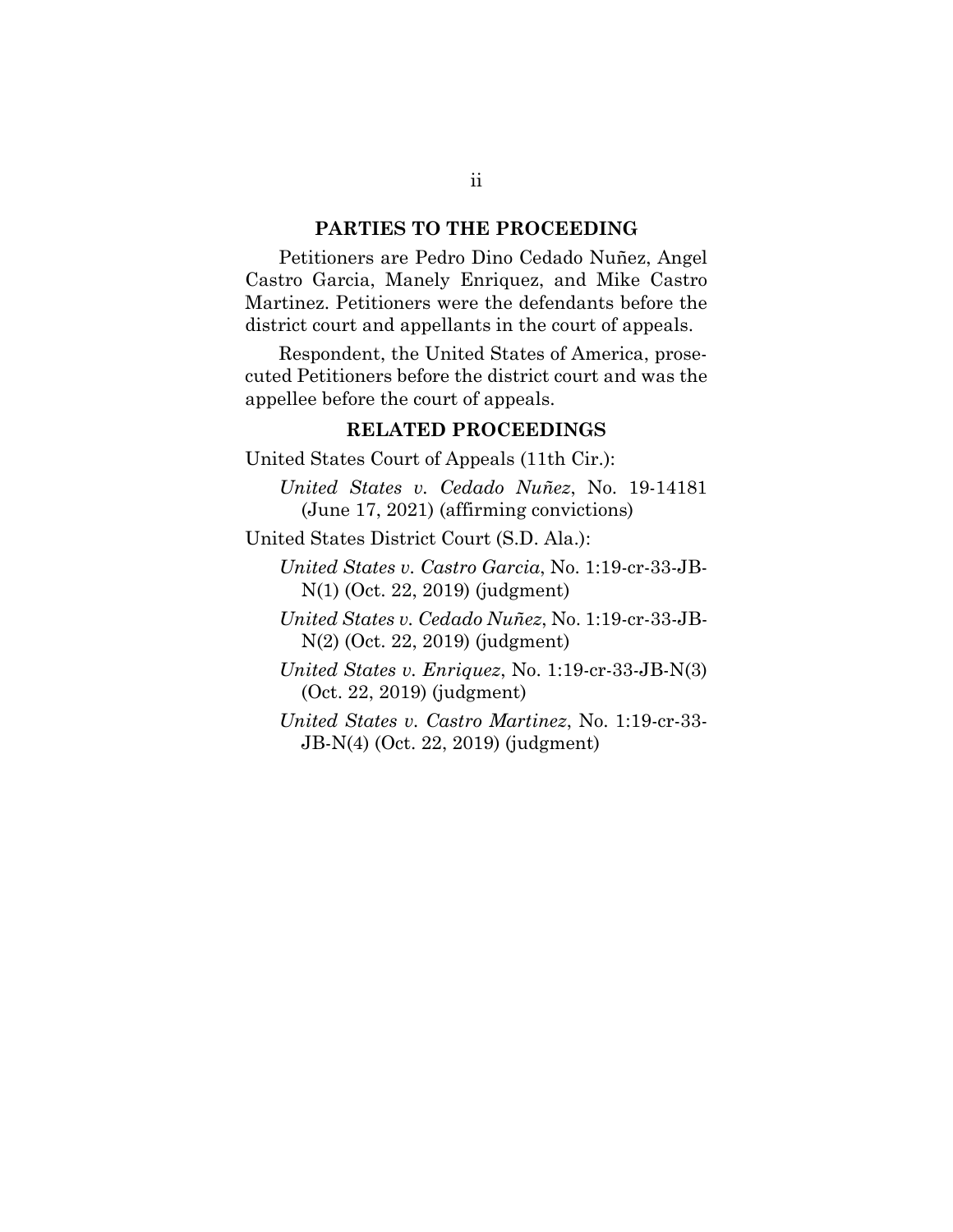## PARTIES TO THE PROCEEDING

Petitioners are Pedro Dino Cedado Nuñez, Angel Castro Garcia, Manely Enriquez, and Mike Castro Martinez. Petitioners were the defendants before the district court and appellants in the court of appeals.

Respondent, the United States of America, prosecuted Petitioners before the district court and was the appellee before the court of appeals.

## RELATED PROCEEDINGS

United States Court of Appeals (11th Cir.):

*United States v. Cedado Nuñez*, No. 19-14181 (June 17, 2021) (affirming convictions)

United States District Court (S.D. Ala.):

*United States v. Castro Garcia*, No. 1:19-cr-33-JB-N(1) (Oct. 22, 2019) (judgment)

*United States v. Cedado Nuñez*, No. 1:19-cr-33-JB-N(2) (Oct. 22, 2019) (judgment)

*United States v. Enriquez*, No. 1:19-cr-33-JB-N(3) (Oct. 22, 2019) (judgment)

*United States v. Castro Martinez*, No. 1:19-cr-33-JB-N(4) (Oct. 22, 2019) (judgment)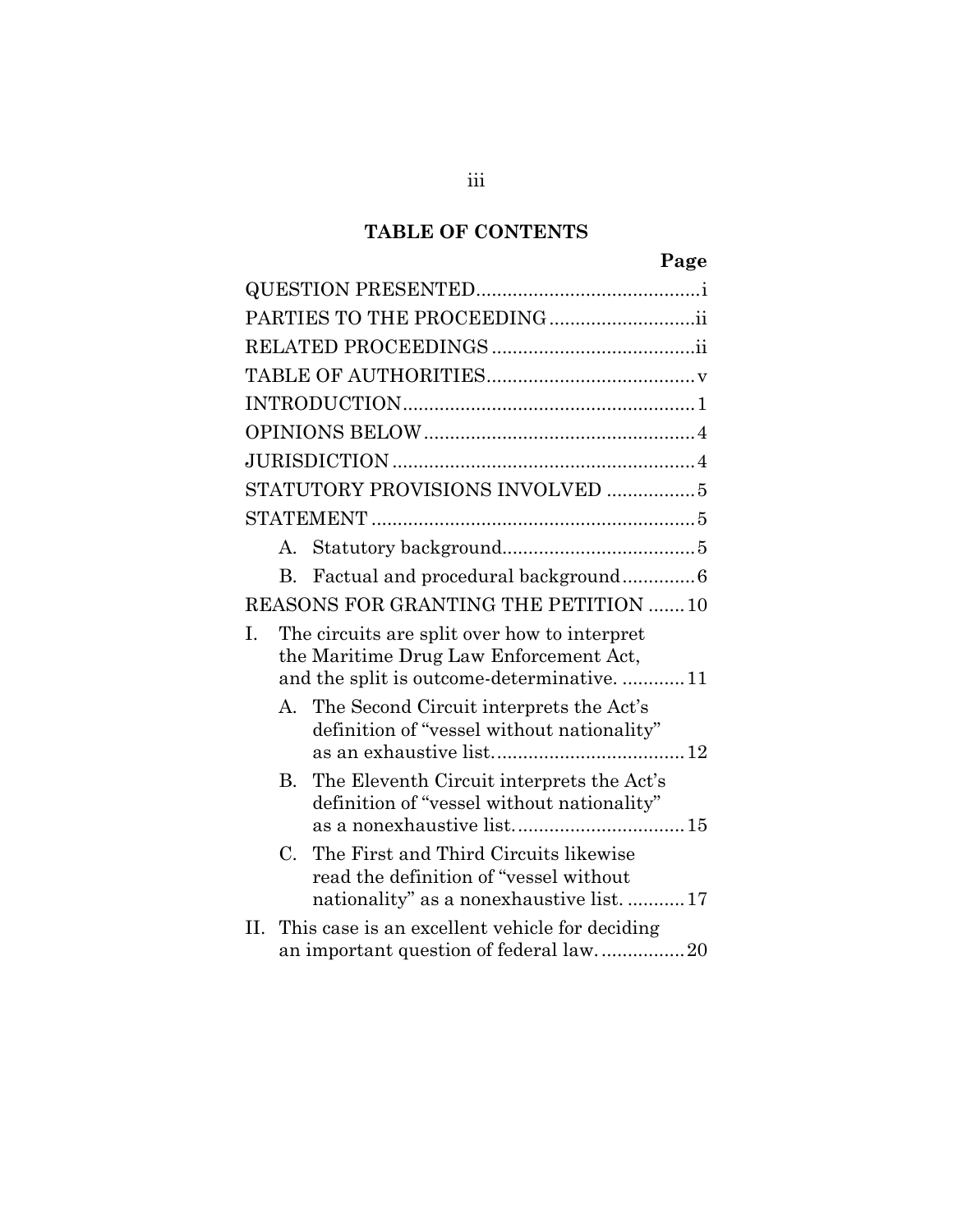## TABLE OF CONTENTS

| | Page |
|---|---|
| QUESTION PRESENTED | i |
| PARTIES TO THE PROCEEDING | ii |
| RELATED PROCEEDINGS | ii |
| TABLE OF AUTHORITIES | v |
| INTRODUCTION | 1 |
| OPINIONS BELOW | 4 |
| JURISDICTION | 4 |
| STATUTORY PROVISIONS INVOLVED | 5 |
| STATEMENT | 5 |
| A. Statutory background | 5 |
| B. Factual and procedural background | 6 |
| REASONS FOR GRANTING THE PETITION | 10 |
| I. The circuits are split over how to interpret the Maritime Drug Law Enforcement Act, and the split is outcome-determinative. | 11 |
| A. The Second Circuit interprets the Act's definition of "vessel without nationality" as an exhaustive list. | 12 |
| B. The Eleventh Circuit interprets the Act's definition of "vessel without nationality" as a nonexhaustive list. | 15 |
| C. The First and Third Circuits likewise read the definition of "vessel without nationality" as a nonexhaustive list. | 17 |
| II. This case is an excellent vehicle for deciding an important question of federal law. | 20 |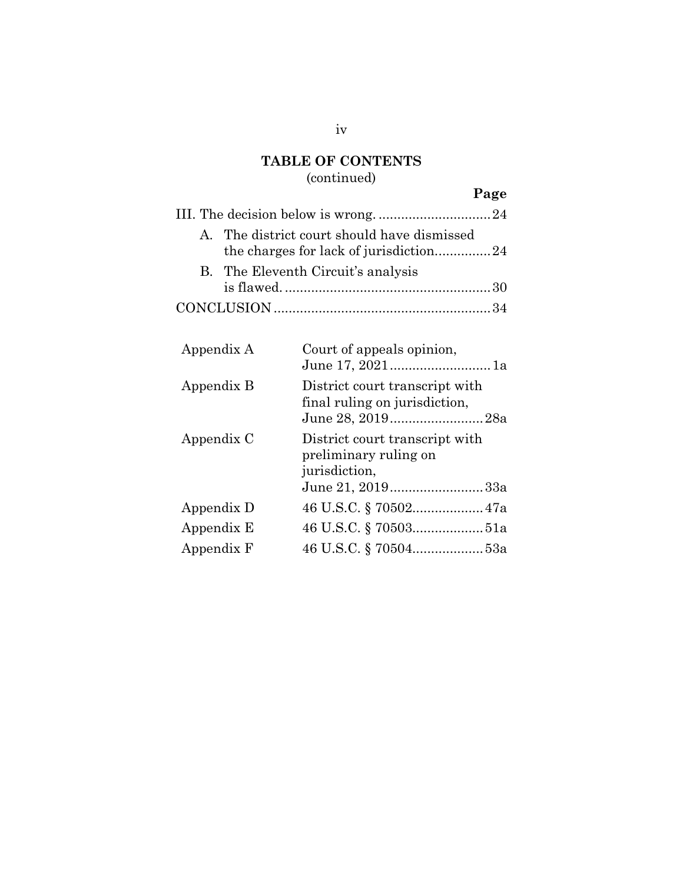## TABLE OF CONTENTS
(continued)

| | Page |
|---|---|
| III. The decision below is wrong. | 24 |
| A. The district court should have dismissed the charges for lack of jurisdiction. | 24 |
| B. The Eleventh Circuit's analysis is flawed. | 30 |
| CONCLUSION | 34 |

| | | |
|---|---|---|
| Appendix A | Court of appeals opinion, June 17, 2021 | 1a |
| Appendix B | District court transcript with final ruling on jurisdiction, June 28, 2019 | 28a |
| Appendix C | District court transcript with preliminary ruling on jurisdiction, June 21, 2019 | 33a |
| Appendix D | 46 U.S.C. § 70502 | 47a |
| Appendix E | 46 U.S.C. § 70503 | 51a |
| Appendix F | 46 U.S.C. § 70504 | 53a |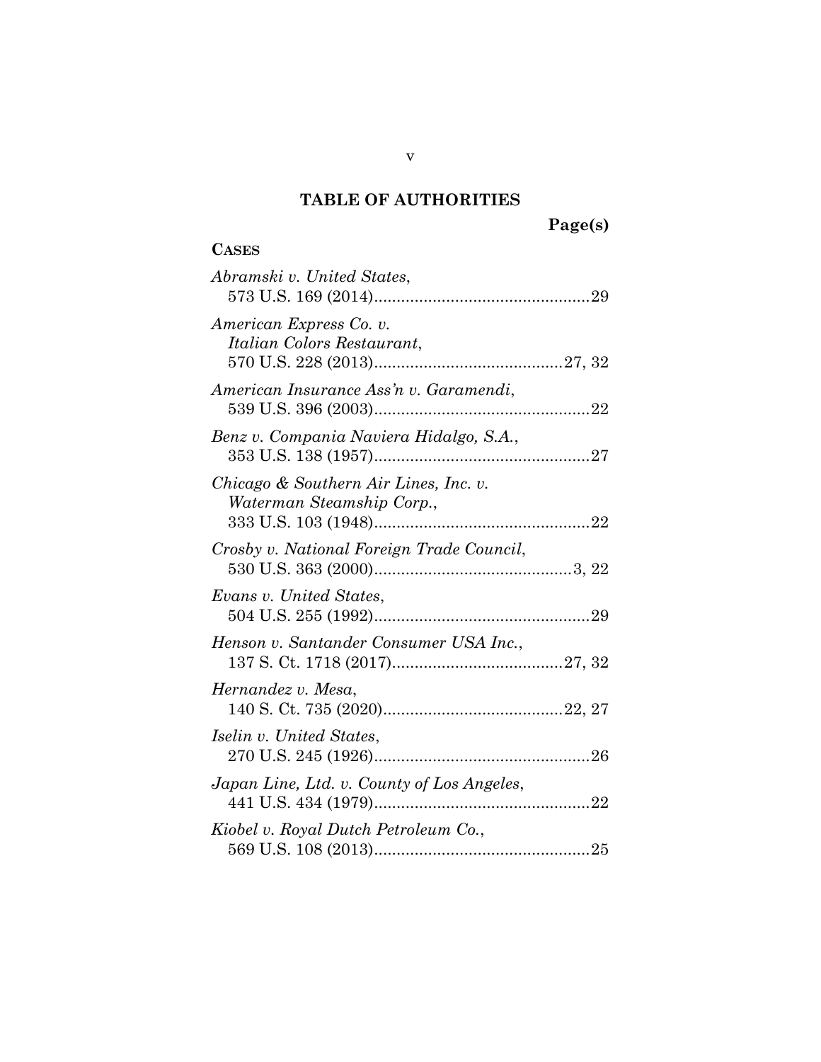# TABLE OF AUTHORITIES

**Page(s)**

**CASES**

*Abramski v. United States*, 573 U.S. 169 (2014)................................................29

*American Express Co. v. Italian Colors Restaurant*, 570 U.S. 228 (2013)..........................................27, 32

*American Insurance Ass'n v. Garamendi*, 539 U.S. 396 (2003)................................................22

*Benz v. Compania Naviera Hidalgo, S.A.*, 353 U.S. 138 (1957)................................................27

*Chicago & Southern Air Lines, Inc. v. Waterman Steamship Corp.*, 333 U.S. 103 (1948)................................................22

*Crosby v. National Foreign Trade Council*, 530 U.S. 363 (2000)............................................3, 22

*Evans v. United States*, 504 U.S. 255 (1992)................................................29

*Henson v. Santander Consumer USA Inc.*, 137 S. Ct. 1718 (2017)......................................27, 32

*Hernandez v. Mesa*, 140 S. Ct. 735 (2020)........................................22, 27

*Iselin v. United States*, 270 U.S. 245 (1926)................................................26

*Japan Line, Ltd. v. County of Los Angeles*, 441 U.S. 434 (1979)................................................22

*Kiobel v. Royal Dutch Petroleum Co.*, 569 U.S. 108 (2013)................................................25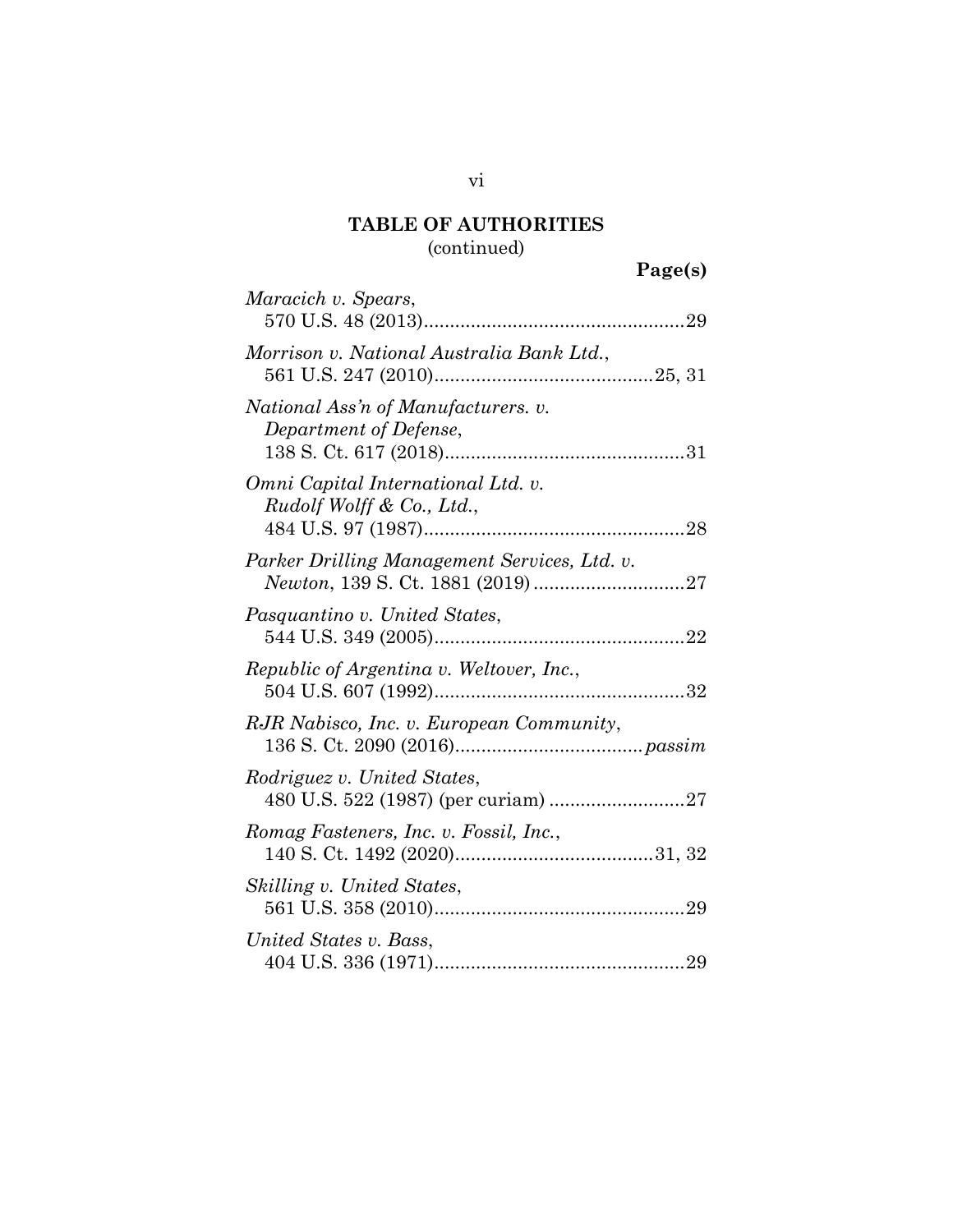## TABLE OF AUTHORITIES
(continued)

**Page(s)**

*Maracich v. Spears*,
570 U.S. 48 (2013)..................................................29

*Morrison v. National Australia Bank Ltd.*,
561 U.S. 247 (2010)..........................................25, 31

*National Ass'n of Manufacturers. v. Department of Defense*,
138 S. Ct. 617 (2018)..............................................31

*Omni Capital International Ltd. v. Rudolf Wolff & Co., Ltd.*,
484 U.S. 97 (1987)..................................................28

*Parker Drilling Management Services, Ltd. v. Newton*, 139 S. Ct. 1881 (2019) .............................27

*Pasquantino v. United States*,
544 U.S. 349 (2005)................................................22

*Republic of Argentina v. Weltover, Inc.*,
504 U.S. 607 (1992)................................................32

*RJR Nabisco, Inc. v. European Community*,
136 S. Ct. 2090 (2016)...................................*passim*

*Rodriguez v. United States*,
480 U.S. 522 (1987) (per curiam) ..........................27

*Romag Fasteners, Inc. v. Fossil, Inc.*,
140 S. Ct. 1492 (2020)......................................31, 32

*Skilling v. United States*,
561 U.S. 358 (2010)................................................29

*United States v. Bass*,
404 U.S. 336 (1971)................................................29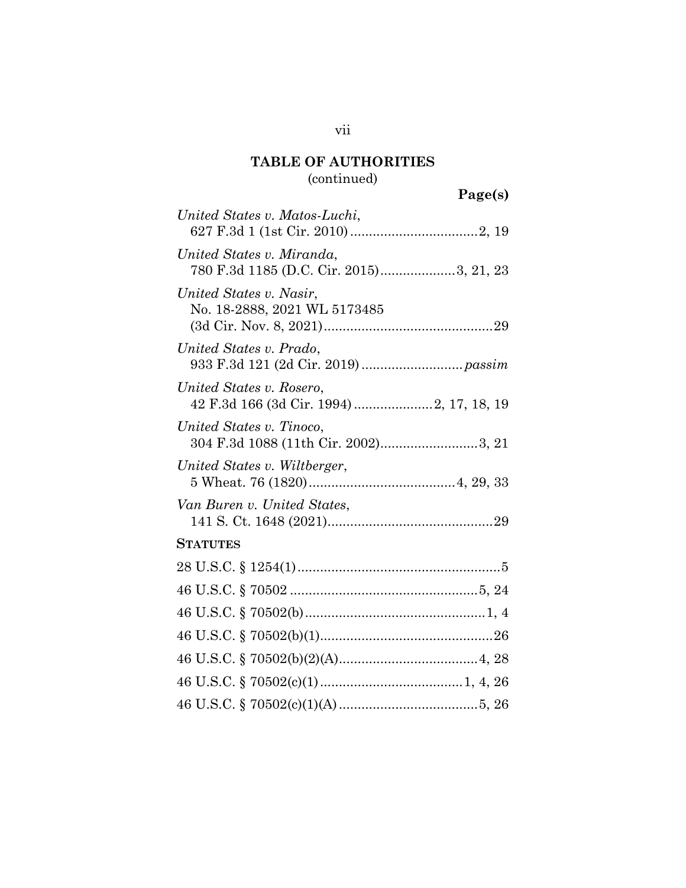## TABLE OF AUTHORITIES
(continued)

**Page(s)**

*United States v. Matos-Luchi*,
627 F.3d 1 (1st Cir. 2010) .................................2, 19

*United States v. Miranda*,
780 F.3d 1185 (D.C. Cir. 2015)....................3, 21, 23

*United States v. Nasir*,
No. 18-2888, 2021 WL 5173485
(3d Cir. Nov. 8, 2021)............................................29

*United States v. Prado*,
933 F.3d 121 (2d Cir. 2019) .......................... *passim*

*United States v. Rosero*,
42 F.3d 166 (3d Cir. 1994) .....................2, 17, 18, 19

*United States v. Tinoco*,
304 F.3d 1088 (11th Cir. 2002)..........................3, 21

*United States v. Wiltberger*,
5 Wheat. 76 (1820).......................................4, 29, 33

*Van Buren v. United States*,
141 S. Ct. 1648 (2021)............................................29

**STATUTES**

28 U.S.C. § 1254(1).....................................................5

46 U.S.C. § 70502 ..................................................5, 24

46 U.S.C. § 70502(b)................................................1, 4

46 U.S.C. § 70502(b)(1).............................................26

46 U.S.C. § 70502(b)(2)(A).....................................4, 28

46 U.S.C. § 70502(c)(1).......................................1, 4, 26

46 U.S.C. § 70502(c)(1)(A).....................................5, 26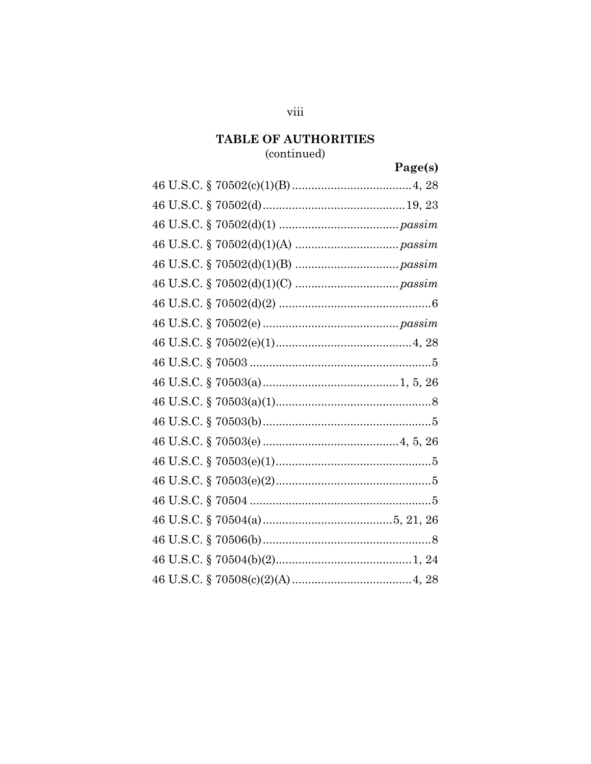## TABLE OF AUTHORITIES
(continued)

| | Page(s) |
|---|---|
| 46 U.S.C. § 70502(c)(1)(B) | 4, 28 |
| 46 U.S.C. § 70502(d) | 19, 23 |
| 46 U.S.C. § 70502(d)(1) | *passim* |
| 46 U.S.C. § 70502(d)(1)(A) | *passim* |
| 46 U.S.C. § 70502(d)(1)(B) | *passim* |
| 46 U.S.C. § 70502(d)(1)(C) | *passim* |
| 46 U.S.C. § 70502(d)(2) | 6 |
| 46 U.S.C. § 70502(e) | *passim* |
| 46 U.S.C. § 70502(e)(1) | 4, 28 |
| 46 U.S.C. § 70503 | 5 |
| 46 U.S.C. § 70503(a) | 1, 5, 26 |
| 46 U.S.C. § 70503(a)(1) | 8 |
| 46 U.S.C. § 70503(b) | 5 |
| 46 U.S.C. § 70503(e) | 4, 5, 26 |
| 46 U.S.C. § 70503(e)(1) | 5 |
| 46 U.S.C. § 70503(e)(2) | 5 |
| 46 U.S.C. § 70504 | 5 |
| 46 U.S.C. § 70504(a) | 5, 21, 26 |
| 46 U.S.C. § 70506(b) | 8 |
| 46 U.S.C. § 70504(b)(2) | 1, 24 |
| 46 U.S.C. § 70508(c)(2)(A) | 4, 28 |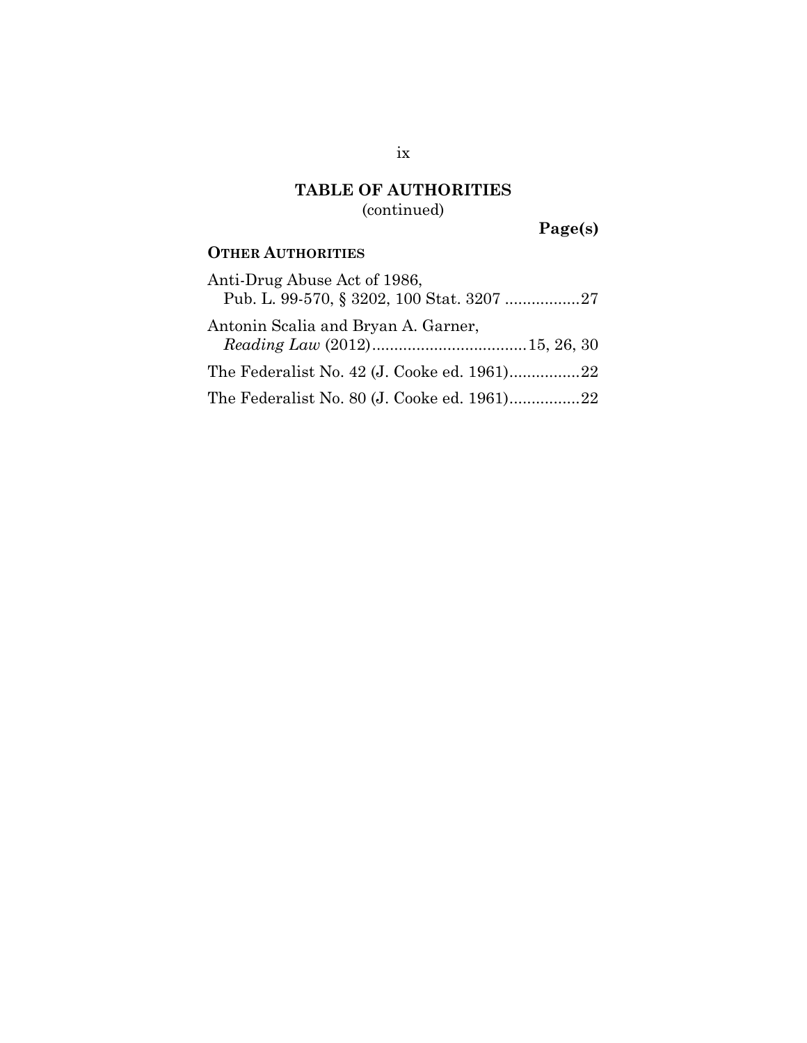## TABLE OF AUTHORITIES
(continued)

**Page(s)**

### OTHER AUTHORITIES

Anti-Drug Abuse Act of 1986,
Pub. L. 99-570, § 3202, 100 Stat. 3207 .................27

Antonin Scalia and Bryan A. Garner,
*Reading Law* (2012)...................................15, 26, 30

The Federalist No. 42 (J. Cooke ed. 1961)................22

The Federalist No. 80 (J. Cooke ed. 1961)................22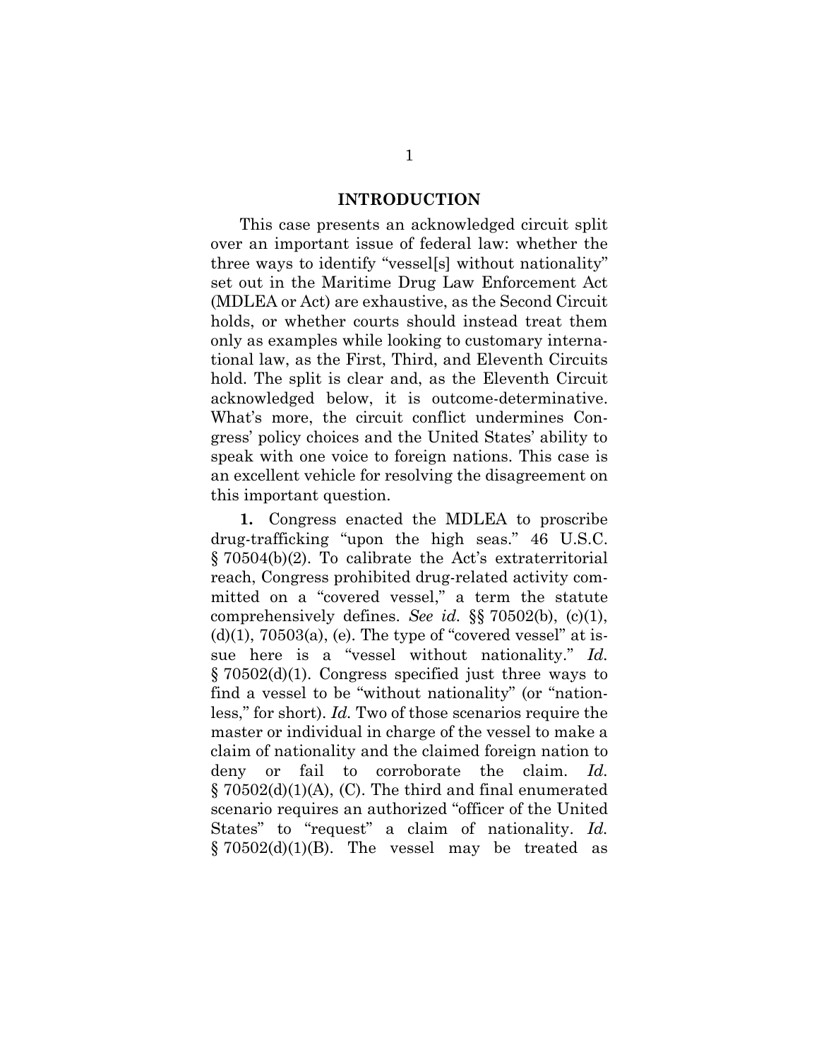## INTRODUCTION

This case presents an acknowledged circuit split over an important issue of federal law: whether the three ways to identify "vessel[s] without nationality" set out in the Maritime Drug Law Enforcement Act (MDLEA or Act) are exhaustive, as the Second Circuit holds, or whether courts should instead treat them only as examples while looking to customary international law, as the First, Third, and Eleventh Circuits hold. The split is clear and, as the Eleventh Circuit acknowledged below, it is outcome-determinative. What's more, the circuit conflict undermines Congress' policy choices and the United States' ability to speak with one voice to foreign nations. This case is an excellent vehicle for resolving the disagreement on this important question.

**1.** Congress enacted the MDLEA to proscribe drug-trafficking "upon the high seas." 46 U.S.C. § 70504(b)(2). To calibrate the Act's extraterritorial reach, Congress prohibited drug-related activity committed on a "covered vessel," a term the statute comprehensively defines. *See id.* §§ 70502(b), (c)(1), (d)(1), 70503(a), (e). The type of "covered vessel" at issue here is a "vessel without nationality." *Id.* § 70502(d)(1). Congress specified just three ways to find a vessel to be "without nationality" (or "nationless," for short). *Id.* Two of those scenarios require the master or individual in charge of the vessel to make a claim of nationality and the claimed foreign nation to deny or fail to corroborate the claim. *Id.* § 70502(d)(1)(A), (C). The third and final enumerated scenario requires an authorized "officer of the United States" to "request" a claim of nationality. *Id.* § 70502(d)(1)(B). The vessel may be treated as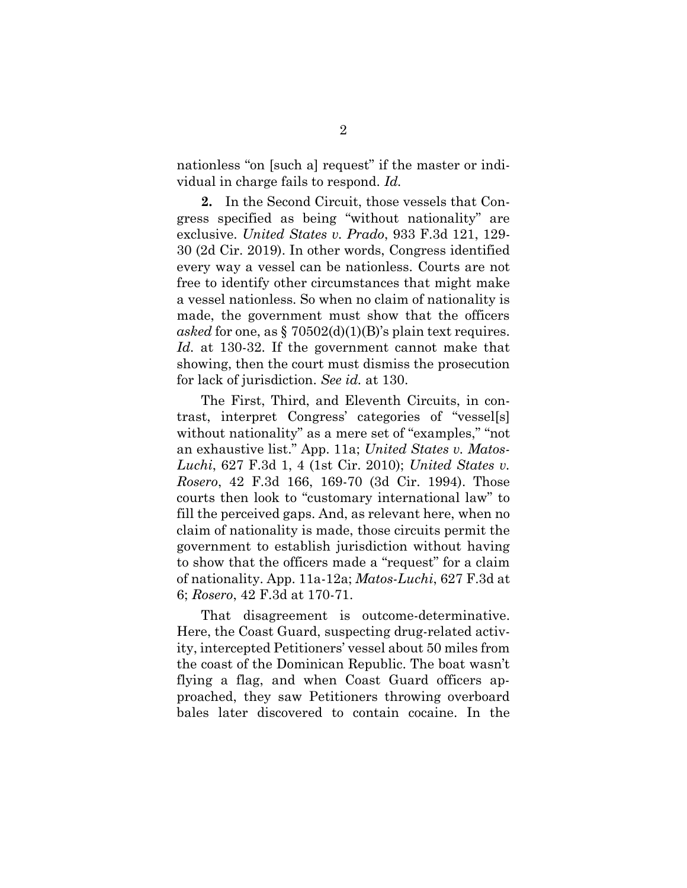nationless "on [such a] request" if the master or individual in charge fails to respond. *Id.*

**2.** In the Second Circuit, those vessels that Congress specified as being "without nationality" are exclusive. *United States v. Prado*, 933 F.3d 121, 129-30 (2d Cir. 2019). In other words, Congress identified every way a vessel can be nationless. Courts are not free to identify other circumstances that might make a vessel nationless. So when no claim of nationality is made, the government must show that the officers *asked* for one, as § 70502(d)(1)(B)'s plain text requires. *Id.* at 130-32. If the government cannot make that showing, then the court must dismiss the prosecution for lack of jurisdiction. *See id.* at 130.

The First, Third, and Eleventh Circuits, in contrast, interpret Congress' categories of "vessel[s] without nationality" as a mere set of "examples," "not an exhaustive list." App. 11a; *United States v. Matos-Luchi*, 627 F.3d 1, 4 (1st Cir. 2010); *United States v. Rosero*, 42 F.3d 166, 169-70 (3d Cir. 1994). Those courts then look to "customary international law" to fill the perceived gaps. And, as relevant here, when no claim of nationality is made, those circuits permit the government to establish jurisdiction without having to show that the officers made a "request" for a claim of nationality. App. 11a-12a; *Matos-Luchi*, 627 F.3d at 6; *Rosero*, 42 F.3d at 170-71.

That disagreement is outcome-determinative. Here, the Coast Guard, suspecting drug-related activity, intercepted Petitioners' vessel about 50 miles from the coast of the Dominican Republic. The boat wasn't flying a flag, and when Coast Guard officers approached, they saw Petitioners throwing overboard bales later discovered to contain cocaine. In the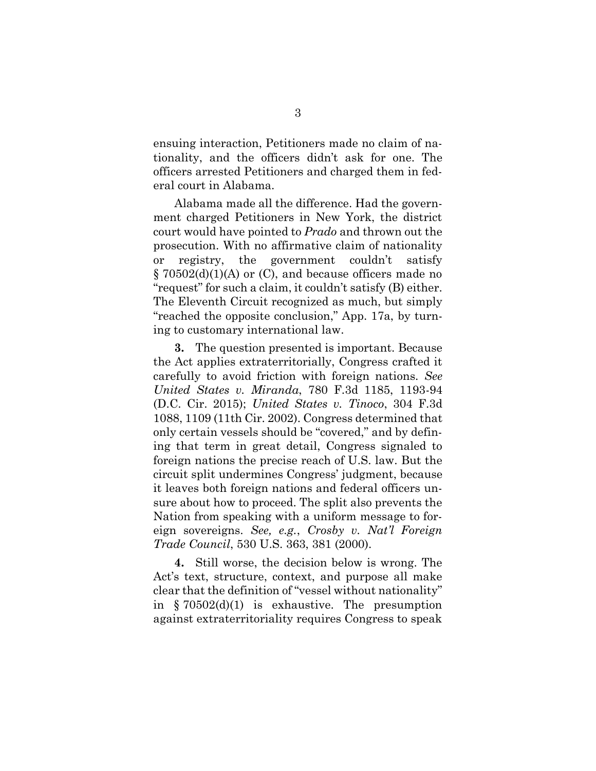ensuing interaction, Petitioners made no claim of nationality, and the officers didn't ask for one. The officers arrested Petitioners and charged them in federal court in Alabama.

Alabama made all the difference. Had the government charged Petitioners in New York, the district court would have pointed to *Prado* and thrown out the prosecution. With no affirmative claim of nationality or registry, the government couldn't satisfy § 70502(d)(1)(A) or (C), and because officers made no "request" for such a claim, it couldn't satisfy (B) either. The Eleventh Circuit recognized as much, but simply "reached the opposite conclusion," App. 17a, by turning to customary international law.

**3.** The question presented is important. Because the Act applies extraterritorially, Congress crafted it carefully to avoid friction with foreign nations. *See United States v. Miranda*, 780 F.3d 1185, 1193-94 (D.C. Cir. 2015); *United States v. Tinoco*, 304 F.3d 1088, 1109 (11th Cir. 2002). Congress determined that only certain vessels should be "covered," and by defining that term in great detail, Congress signaled to foreign nations the precise reach of U.S. law. But the circuit split undermines Congress' judgment, because it leaves both foreign nations and federal officers unsure about how to proceed. The split also prevents the Nation from speaking with a uniform message to foreign sovereigns. *See, e.g.*, *Crosby v. Nat'l Foreign Trade Council*, 530 U.S. 363, 381 (2000).

**4.** Still worse, the decision below is wrong. The Act's text, structure, context, and purpose all make clear that the definition of "vessel without nationality" in § 70502(d)(1) is exhaustive. The presumption against extraterritoriality requires Congress to speak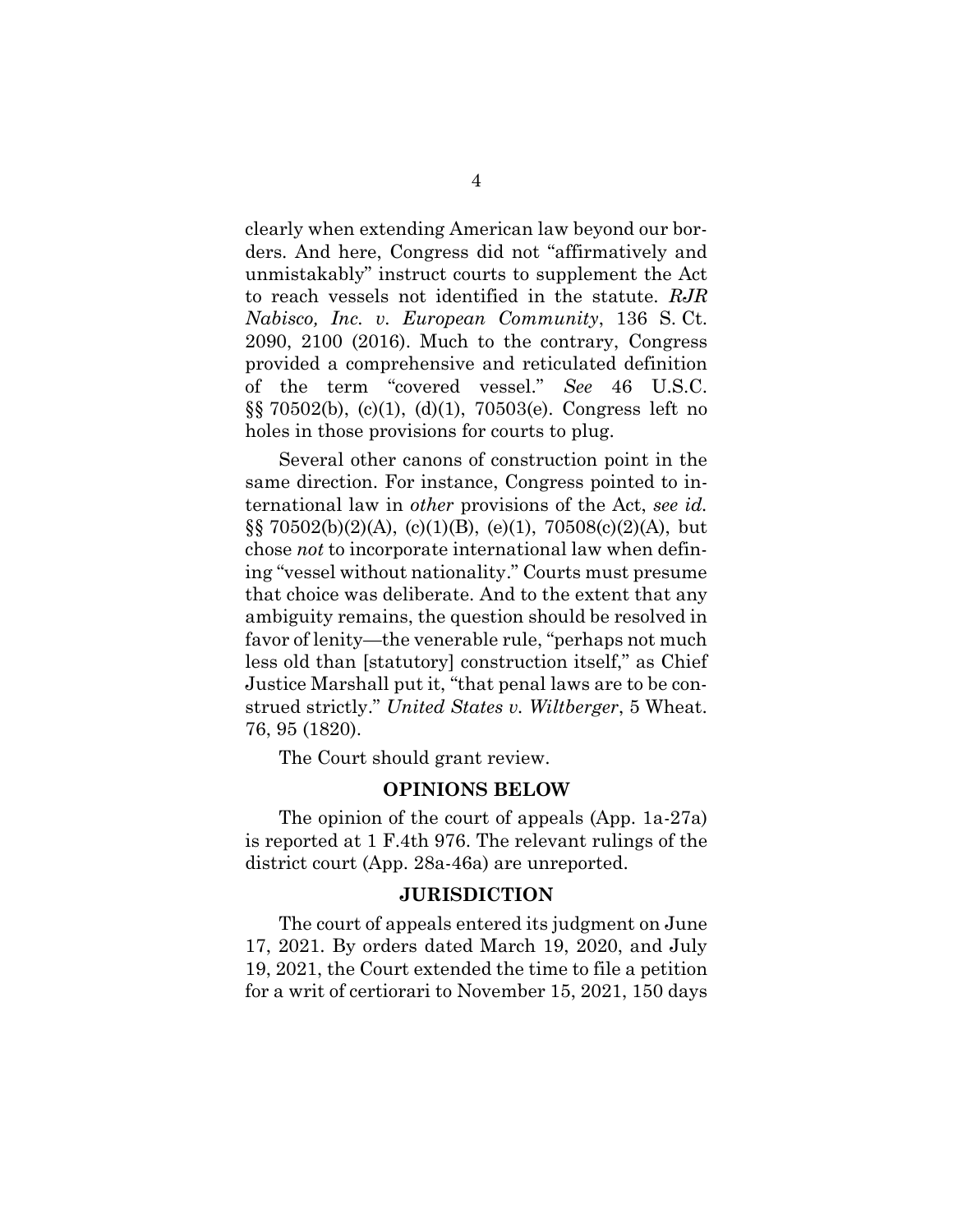clearly when extending American law beyond our borders. And here, Congress did not "affirmatively and unmistakably" instruct courts to supplement the Act to reach vessels not identified in the statute. *RJR Nabisco, Inc. v. European Community*, 136 S. Ct. 2090, 2100 (2016). Much to the contrary, Congress provided a comprehensive and reticulated definition of the term "covered vessel." *See* 46 U.S.C. §§ 70502(b), (c)(1), (d)(1), 70503(e). Congress left no holes in those provisions for courts to plug.

Several other canons of construction point in the same direction. For instance, Congress pointed to international law in *other* provisions of the Act, *see id.* §§ 70502(b)(2)(A), (c)(1)(B), (e)(1), 70508(c)(2)(A), but chose *not* to incorporate international law when defining "vessel without nationality." Courts must presume that choice was deliberate. And to the extent that any ambiguity remains, the question should be resolved in favor of lenity—the venerable rule, "perhaps not much less old than [statutory] construction itself," as Chief Justice Marshall put it, "that penal laws are to be construed strictly." *United States v. Wiltberger*, 5 Wheat. 76, 95 (1820).

The Court should grant review.

## OPINIONS BELOW

The opinion of the court of appeals (App. 1a-27a) is reported at 1 F.4th 976. The relevant rulings of the district court (App. 28a-46a) are unreported.

## JURISDICTION

The court of appeals entered its judgment on June 17, 2021. By orders dated March 19, 2020, and July 19, 2021, the Court extended the time to file a petition for a writ of certiorari to November 15, 2021, 150 days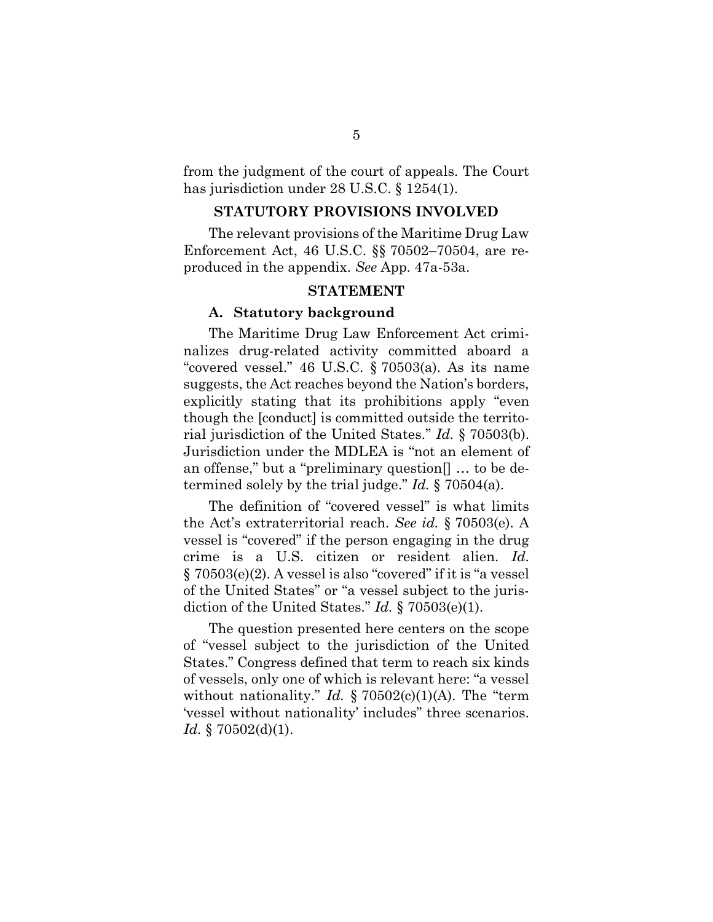from the judgment of the court of appeals. The Court has jurisdiction under 28 U.S.C. § 1254(1).

## STATUTORY PROVISIONS INVOLVED

The relevant provisions of the Maritime Drug Law Enforcement Act, 46 U.S.C. §§ 70502–70504, are reproduced in the appendix. *See* App. 47a-53a.

## STATEMENT

### A. Statutory background

The Maritime Drug Law Enforcement Act criminalizes drug-related activity committed aboard a "covered vessel." 46 U.S.C. § 70503(a). As its name suggests, the Act reaches beyond the Nation's borders, explicitly stating that its prohibitions apply "even though the [conduct] is committed outside the territorial jurisdiction of the United States." *Id.* § 70503(b). Jurisdiction under the MDLEA is "not an element of an offense," but a "preliminary question[] … to be determined solely by the trial judge." *Id.* § 70504(a).

The definition of "covered vessel" is what limits the Act's extraterritorial reach. *See id.* § 70503(e). A vessel is "covered" if the person engaging in the drug crime is a U.S. citizen or resident alien. *Id.* § 70503(e)(2). A vessel is also "covered" if it is "a vessel of the United States" or "a vessel subject to the jurisdiction of the United States." *Id.* § 70503(e)(1).

The question presented here centers on the scope of "vessel subject to the jurisdiction of the United States." Congress defined that term to reach six kinds of vessels, only one of which is relevant here: "a vessel without nationality." *Id.* § 70502(c)(1)(A). The "term 'vessel without nationality' includes" three scenarios. *Id.* § 70502(d)(1).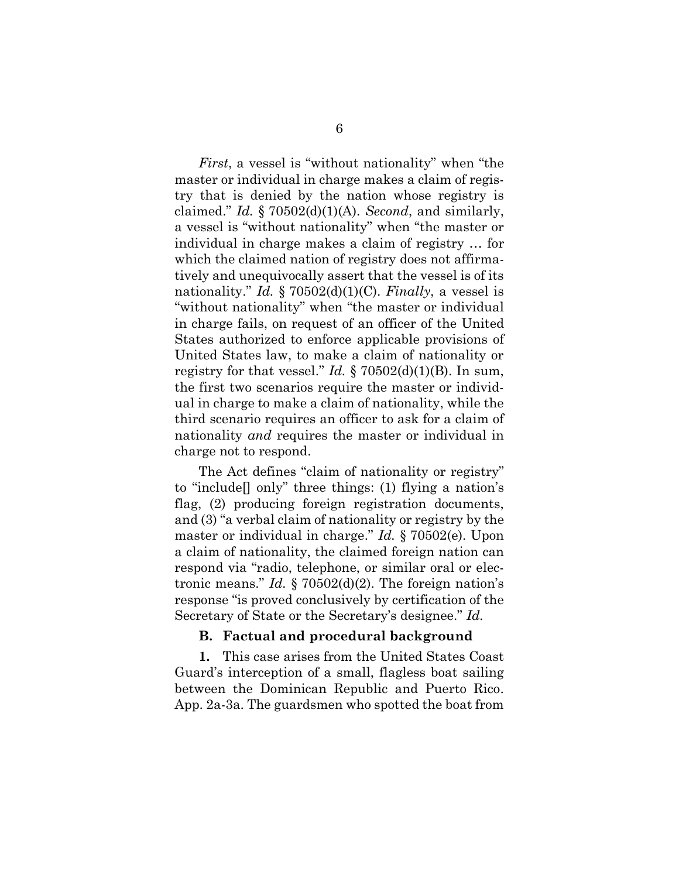*First*, a vessel is "without nationality" when "the master or individual in charge makes a claim of registry that is denied by the nation whose registry is claimed." *Id.* § 70502(d)(1)(A). *Second*, and similarly, a vessel is "without nationality" when "the master or individual in charge makes a claim of registry … for which the claimed nation of registry does not affirmatively and unequivocally assert that the vessel is of its nationality." *Id.* § 70502(d)(1)(C). *Finally*, a vessel is "without nationality" when "the master or individual in charge fails, on request of an officer of the United States authorized to enforce applicable provisions of United States law, to make a claim of nationality or registry for that vessel." *Id.* § 70502(d)(1)(B). In sum, the first two scenarios require the master or individual in charge to make a claim of nationality, while the third scenario requires an officer to ask for a claim of nationality *and* requires the master or individual in charge not to respond.

The Act defines "claim of nationality or registry" to "include[] only" three things: (1) flying a nation's flag, (2) producing foreign registration documents, and (3) "a verbal claim of nationality or registry by the master or individual in charge." *Id.* § 70502(e). Upon a claim of nationality, the claimed foreign nation can respond via "radio, telephone, or similar oral or electronic means." *Id.* § 70502(d)(2). The foreign nation's response "is proved conclusively by certification of the Secretary of State or the Secretary's designee." *Id.*

### B. Factual and procedural background

**1.** This case arises from the United States Coast Guard's interception of a small, flagless boat sailing between the Dominican Republic and Puerto Rico. App. 2a-3a. The guardsmen who spotted the boat from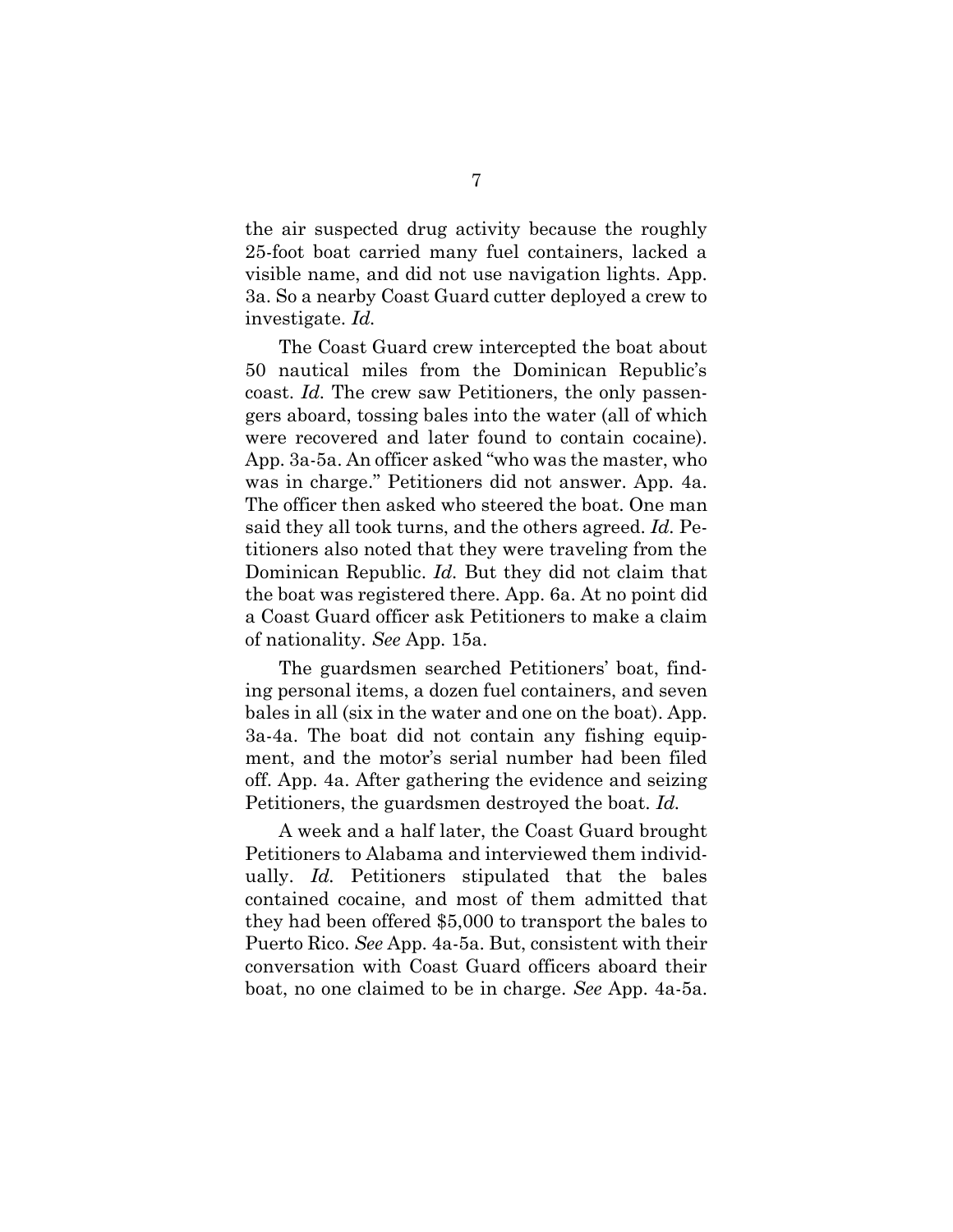the air suspected drug activity because the roughly 25-foot boat carried many fuel containers, lacked a visible name, and did not use navigation lights. App. 3a. So a nearby Coast Guard cutter deployed a crew to investigate. *Id.*

The Coast Guard crew intercepted the boat about 50 nautical miles from the Dominican Republic's coast. *Id.* The crew saw Petitioners, the only passengers aboard, tossing bales into the water (all of which were recovered and later found to contain cocaine). App. 3a-5a. An officer asked "who was the master, who was in charge." Petitioners did not answer. App. 4a. The officer then asked who steered the boat. One man said they all took turns, and the others agreed. *Id.* Petitioners also noted that they were traveling from the Dominican Republic. *Id.* But they did not claim that the boat was registered there. App. 6a. At no point did a Coast Guard officer ask Petitioners to make a claim of nationality. *See* App. 15a.

The guardsmen searched Petitioners' boat, finding personal items, a dozen fuel containers, and seven bales in all (six in the water and one on the boat). App. 3a-4a. The boat did not contain any fishing equipment, and the motor's serial number had been filed off. App. 4a. After gathering the evidence and seizing Petitioners, the guardsmen destroyed the boat. *Id.*

A week and a half later, the Coast Guard brought Petitioners to Alabama and interviewed them individually. *Id.* Petitioners stipulated that the bales contained cocaine, and most of them admitted that they had been offered $5,000 to transport the bales to Puerto Rico. *See* App. 4a-5a. But, consistent with their conversation with Coast Guard officers aboard their boat, no one claimed to be in charge. *See* App. 4a-5a.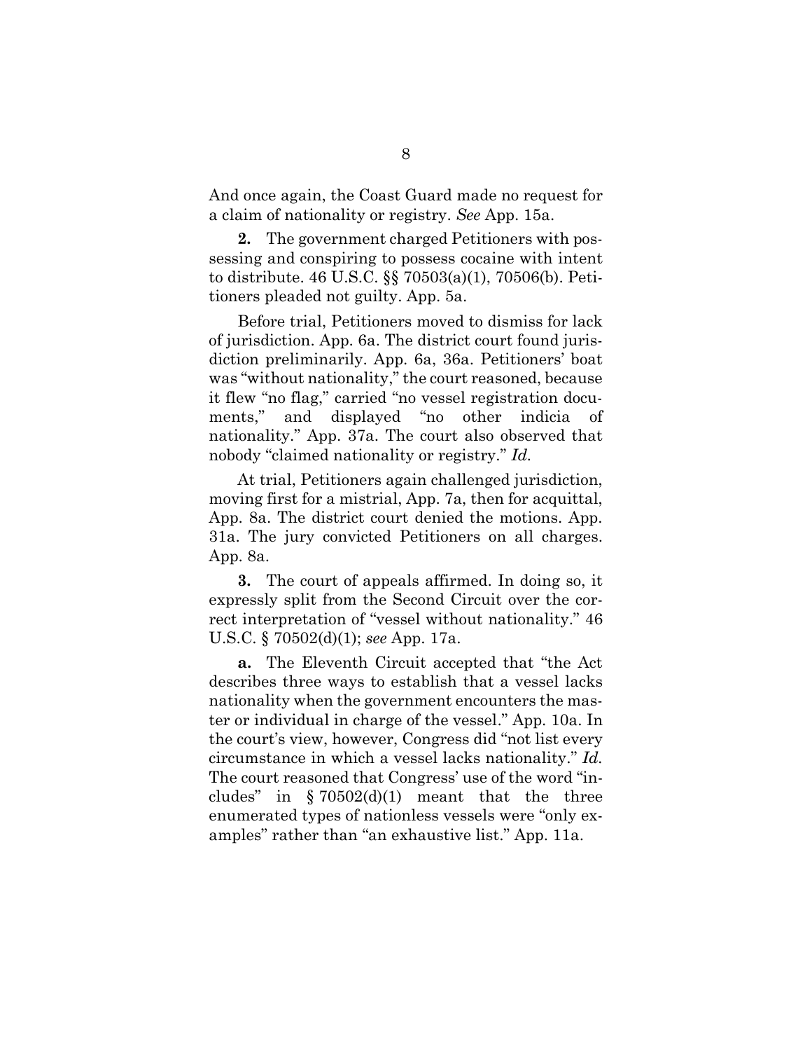And once again, the Coast Guard made no request for a claim of nationality or registry. *See* App. 15a.

**2.** The government charged Petitioners with possessing and conspiring to possess cocaine with intent to distribute. 46 U.S.C. §§ 70503(a)(1), 70506(b). Petitioners pleaded not guilty. App. 5a.

Before trial, Petitioners moved to dismiss for lack of jurisdiction. App. 6a. The district court found jurisdiction preliminarily. App. 6a, 36a. Petitioners' boat was "without nationality," the court reasoned, because it flew "no flag," carried "no vessel registration documents," and displayed "no other indicia of nationality." App. 37a. The court also observed that nobody "claimed nationality or registry." *Id.*

At trial, Petitioners again challenged jurisdiction, moving first for a mistrial, App. 7a, then for acquittal, App. 8a. The district court denied the motions. App. 31a. The jury convicted Petitioners on all charges. App. 8a.

**3.** The court of appeals affirmed. In doing so, it expressly split from the Second Circuit over the correct interpretation of "vessel without nationality." 46 U.S.C. § 70502(d)(1); *see* App. 17a.

**a.** The Eleventh Circuit accepted that "the Act describes three ways to establish that a vessel lacks nationality when the government encounters the master or individual in charge of the vessel." App. 10a. In the court's view, however, Congress did "not list every circumstance in which a vessel lacks nationality." *Id.* The court reasoned that Congress' use of the word "includes" in § 70502(d)(1) meant that the three enumerated types of nationless vessels were "only examples" rather than "an exhaustive list." App. 11a.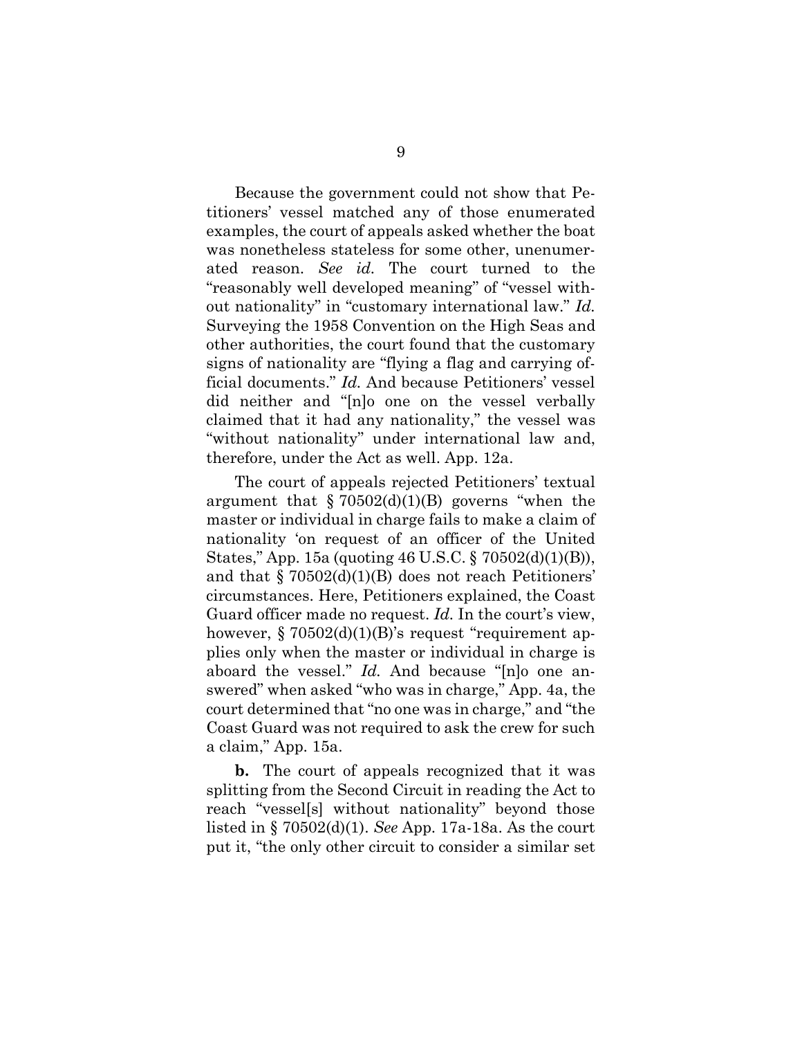Because the government could not show that Petitioners' vessel matched any of those enumerated examples, the court of appeals asked whether the boat was nonetheless stateless for some other, unenumerated reason. *See id.* The court turned to the "reasonably well developed meaning" of "vessel without nationality" in "customary international law." *Id.* Surveying the 1958 Convention on the High Seas and other authorities, the court found that the customary signs of nationality are "flying a flag and carrying official documents." *Id.* And because Petitioners' vessel did neither and "[n]o one on the vessel verbally claimed that it had any nationality," the vessel was "without nationality" under international law and, therefore, under the Act as well. App. 12a.

The court of appeals rejected Petitioners' textual argument that § 70502(d)(1)(B) governs "when the master or individual in charge fails to make a claim of nationality 'on request of an officer of the United States," App. 15a (quoting 46 U.S.C. § 70502(d)(1)(B)), and that § 70502(d)(1)(B) does not reach Petitioners' circumstances. Here, Petitioners explained, the Coast Guard officer made no request. *Id.* In the court's view, however, § 70502(d)(1)(B)'s request "requirement applies only when the master or individual in charge is aboard the vessel." *Id.* And because "[n]o one answered" when asked "who was in charge," App. 4a, the court determined that "no one was in charge," and "the Coast Guard was not required to ask the crew for such a claim," App. 15a.

**b.** The court of appeals recognized that it was splitting from the Second Circuit in reading the Act to reach "vessel[s] without nationality" beyond those listed in § 70502(d)(1). *See* App. 17a-18a. As the court put it, "the only other circuit to consider a similar set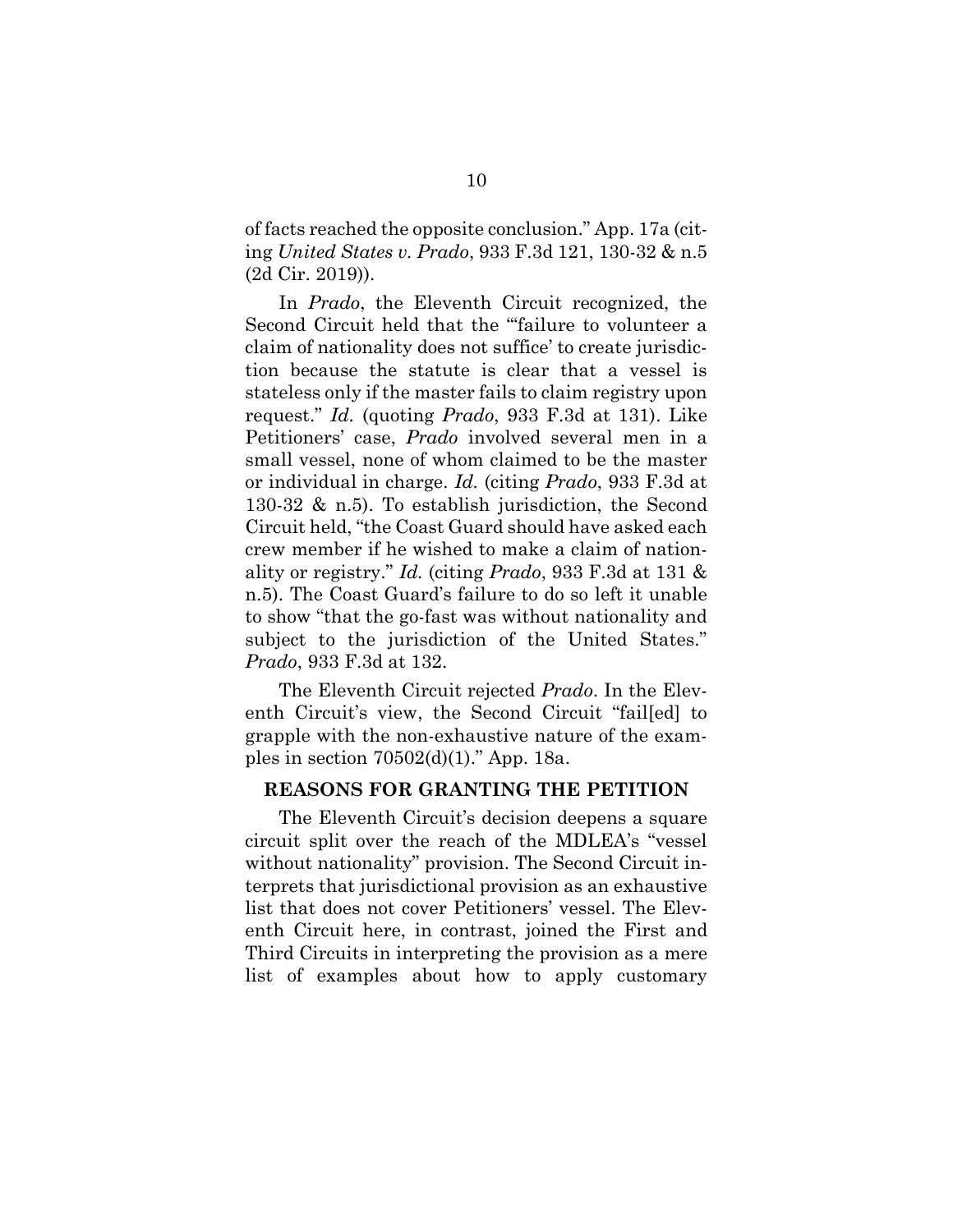of facts reached the opposite conclusion." App. 17a (citing *United States v. Prado*, 933 F.3d 121, 130-32 & n.5 (2d Cir. 2019)).

In *Prado*, the Eleventh Circuit recognized, the Second Circuit held that the "'failure to volunteer a claim of nationality does not suffice' to create jurisdiction because the statute is clear that a vessel is stateless only if the master fails to claim registry upon request." *Id.* (quoting *Prado*, 933 F.3d at 131). Like Petitioners' case, *Prado* involved several men in a small vessel, none of whom claimed to be the master or individual in charge. *Id.* (citing *Prado*, 933 F.3d at 130-32 & n.5). To establish jurisdiction, the Second Circuit held, "the Coast Guard should have asked each crew member if he wished to make a claim of nationality or registry." *Id.* (citing *Prado*, 933 F.3d at 131 & n.5). The Coast Guard's failure to do so left it unable to show "that the go-fast was without nationality and subject to the jurisdiction of the United States." *Prado*, 933 F.3d at 132.

The Eleventh Circuit rejected *Prado*. In the Eleventh Circuit's view, the Second Circuit "fail[ed] to grapple with the non-exhaustive nature of the examples in section 70502(d)(1)." App. 18a.

## REASONS FOR GRANTING THE PETITION

The Eleventh Circuit's decision deepens a square circuit split over the reach of the MDLEA's "vessel without nationality" provision. The Second Circuit interprets that jurisdictional provision as an exhaustive list that does not cover Petitioners' vessel. The Eleventh Circuit here, in contrast, joined the First and Third Circuits in interpreting the provision as a mere list of examples about how to apply customary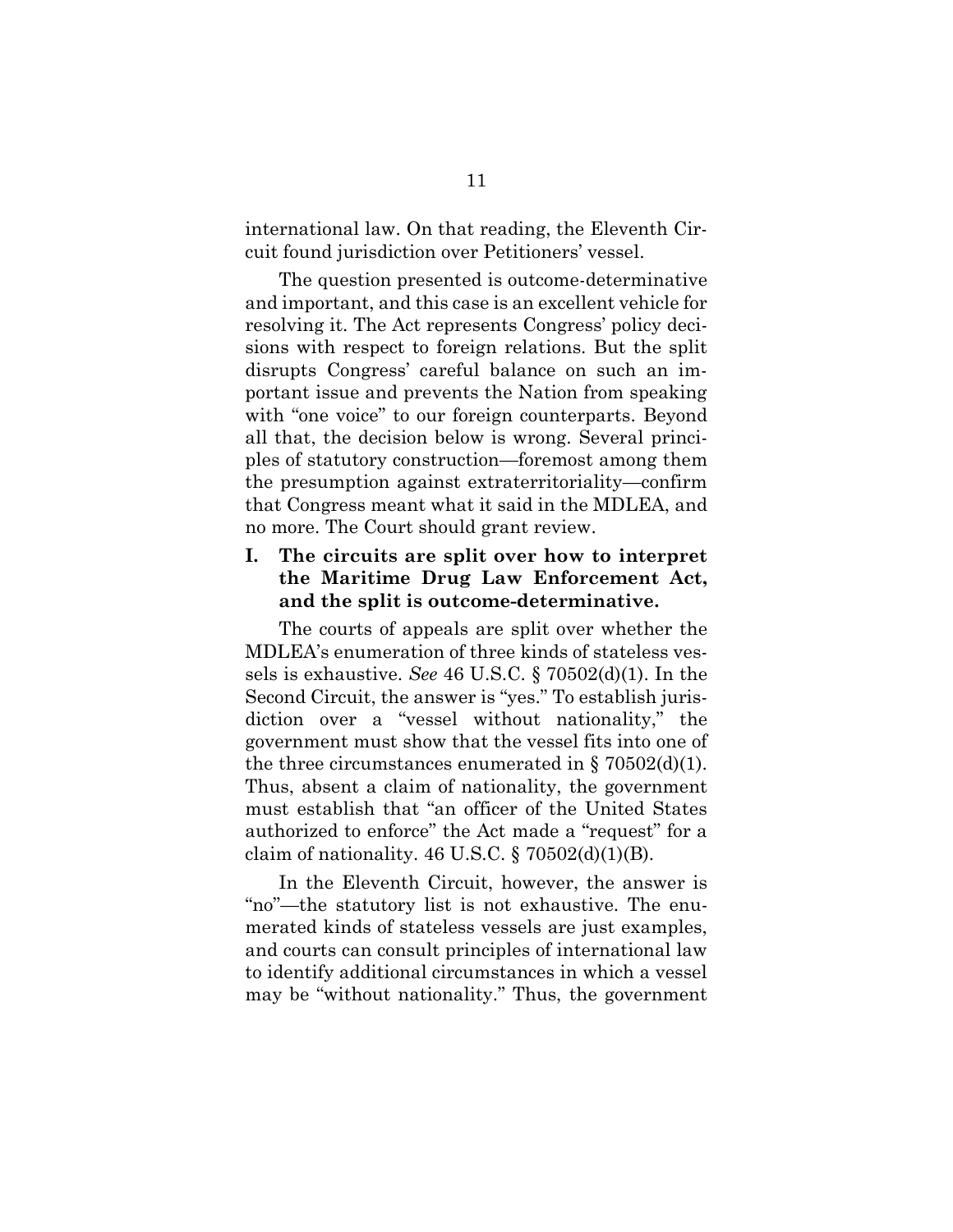international law. On that reading, the Eleventh Circuit found jurisdiction over Petitioners' vessel.

The question presented is outcome-determinative and important, and this case is an excellent vehicle for resolving it. The Act represents Congress' policy decisions with respect to foreign relations. But the split disrupts Congress' careful balance on such an important issue and prevents the Nation from speaking with "one voice" to our foreign counterparts. Beyond all that, the decision below is wrong. Several principles of statutory construction—foremost among them the presumption against extraterritoriality—confirm that Congress meant what it said in the MDLEA, and no more. The Court should grant review.

## I. The circuits are split over how to interpret the Maritime Drug Law Enforcement Act, and the split is outcome-determinative.

The courts of appeals are split over whether the MDLEA's enumeration of three kinds of stateless vessels is exhaustive. *See* 46 U.S.C. § 70502(d)(1). In the Second Circuit, the answer is "yes." To establish jurisdiction over a "vessel without nationality," the government must show that the vessel fits into one of the three circumstances enumerated in § 70502(d)(1). Thus, absent a claim of nationality, the government must establish that "an officer of the United States authorized to enforce" the Act made a "request" for a claim of nationality. 46 U.S.C. § 70502(d)(1)(B).

In the Eleventh Circuit, however, the answer is "no"—the statutory list is not exhaustive. The enumerated kinds of stateless vessels are just examples, and courts can consult principles of international law to identify additional circumstances in which a vessel may be "without nationality." Thus, the government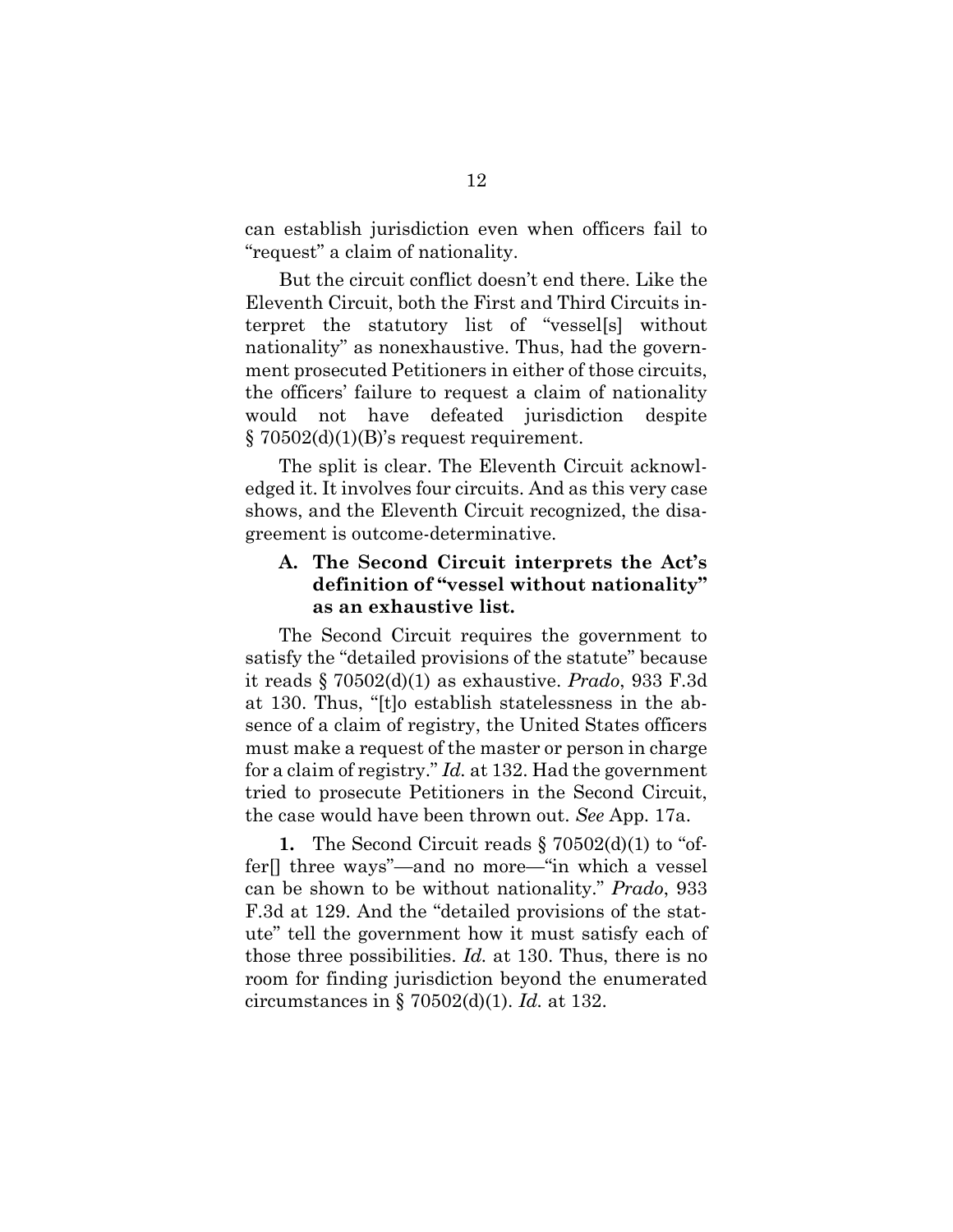can establish jurisdiction even when officers fail to "request" a claim of nationality.

But the circuit conflict doesn't end there. Like the Eleventh Circuit, both the First and Third Circuits interpret the statutory list of "vessel[s] without nationality" as nonexhaustive. Thus, had the government prosecuted Petitioners in either of those circuits, the officers' failure to request a claim of nationality would not have defeated jurisdiction despite § 70502(d)(1)(B)'s request requirement.

The split is clear. The Eleventh Circuit acknowledged it. It involves four circuits. And as this very case shows, and the Eleventh Circuit recognized, the disagreement is outcome-determinative.

### A. The Second Circuit interprets the Act's definition of "vessel without nationality" as an exhaustive list.

The Second Circuit requires the government to satisfy the "detailed provisions of the statute" because it reads § 70502(d)(1) as exhaustive. *Prado*, 933 F.3d at 130. Thus, "[t]o establish statelessness in the absence of a claim of registry, the United States officers must make a request of the master or person in charge for a claim of registry." *Id.* at 132. Had the government tried to prosecute Petitioners in the Second Circuit, the case would have been thrown out. *See* App. 17a.

**1.** The Second Circuit reads § 70502(d)(1) to "offer[] three ways"—and no more—"in which a vessel can be shown to be without nationality." *Prado*, 933 F.3d at 129. And the "detailed provisions of the statute" tell the government how it must satisfy each of those three possibilities. *Id.* at 130. Thus, there is no room for finding jurisdiction beyond the enumerated circumstances in § 70502(d)(1). *Id.* at 132.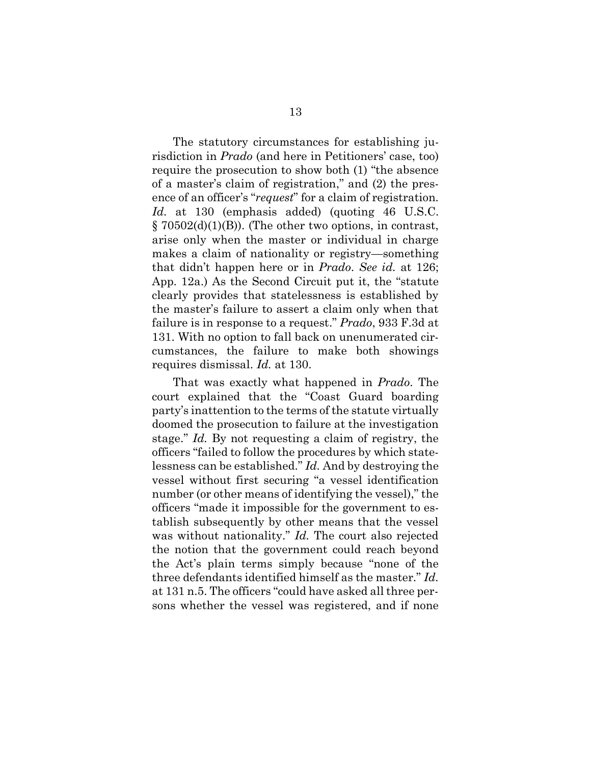The statutory circumstances for establishing jurisdiction in *Prado* (and here in Petitioners' case, too) require the prosecution to show both (1) "the absence of a master's claim of registration," and (2) the presence of an officer's "*request*" for a claim of registration. *Id.* at 130 (emphasis added) (quoting 46 U.S.C. § 70502(d)(1)(B)). (The other two options, in contrast, arise only when the master or individual in charge makes a claim of nationality or registry—something that didn't happen here or in *Prado*. *See id.* at 126; App. 12a.) As the Second Circuit put it, the "statute clearly provides that statelessness is established by the master's failure to assert a claim only when that failure is in response to a request." *Prado*, 933 F.3d at 131. With no option to fall back on unenumerated circumstances, the failure to make both showings requires dismissal. *Id.* at 130.

That was exactly what happened in *Prado*. The court explained that the "Coast Guard boarding party's inattention to the terms of the statute virtually doomed the prosecution to failure at the investigation stage." *Id.* By not requesting a claim of registry, the officers "failed to follow the procedures by which statelessness can be established." *Id.* And by destroying the vessel without first securing "a vessel identification number (or other means of identifying the vessel)," the officers "made it impossible for the government to establish subsequently by other means that the vessel was without nationality." *Id.* The court also rejected the notion that the government could reach beyond the Act's plain terms simply because "none of the three defendants identified himself as the master." *Id.* at 131 n.5. The officers "could have asked all three persons whether the vessel was registered, and if none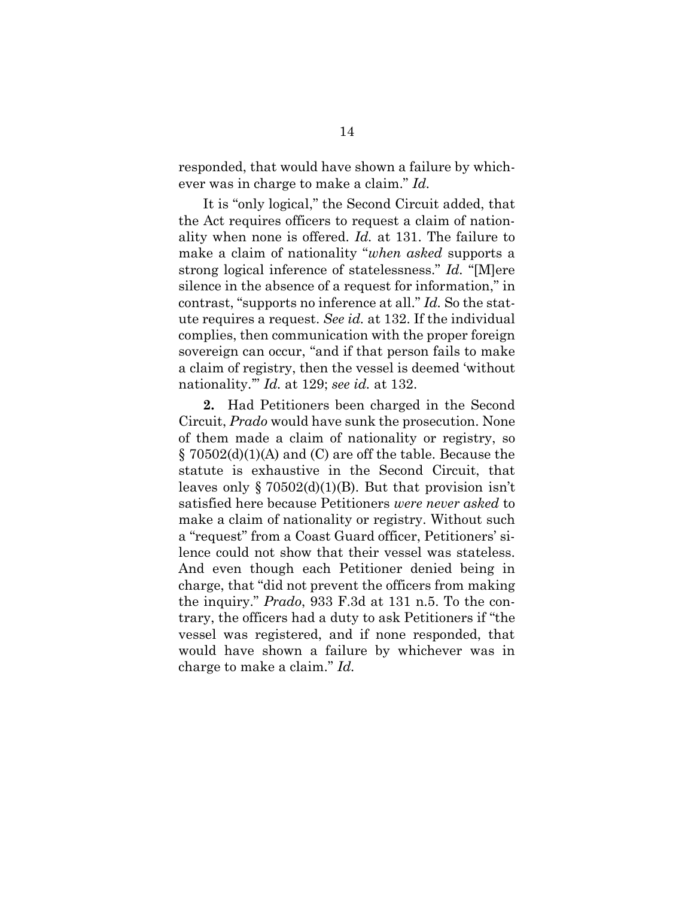responded, that would have shown a failure by whichever was in charge to make a claim." *Id.*

It is "only logical," the Second Circuit added, that the Act requires officers to request a claim of nationality when none is offered. *Id.* at 131. The failure to make a claim of nationality "*when asked* supports a strong logical inference of statelessness." *Id.* "[M]ere silence in the absence of a request for information," in contrast, "supports no inference at all." *Id.* So the statute requires a request. *See id.* at 132. If the individual complies, then communication with the proper foreign sovereign can occur, "and if that person fails to make a claim of registry, then the vessel is deemed 'without nationality.'" *Id.* at 129; *see id.* at 132.

**2.** Had Petitioners been charged in the Second Circuit, *Prado* would have sunk the prosecution. None of them made a claim of nationality or registry, so § 70502(d)(1)(A) and (C) are off the table. Because the statute is exhaustive in the Second Circuit, that leaves only § 70502(d)(1)(B). But that provision isn't satisfied here because Petitioners *were never asked* to make a claim of nationality or registry. Without such a "request" from a Coast Guard officer, Petitioners' silence could not show that their vessel was stateless. And even though each Petitioner denied being in charge, that "did not prevent the officers from making the inquiry." *Prado*, 933 F.3d at 131 n.5. To the contrary, the officers had a duty to ask Petitioners if "the vessel was registered, and if none responded, that would have shown a failure by whichever was in charge to make a claim." *Id.*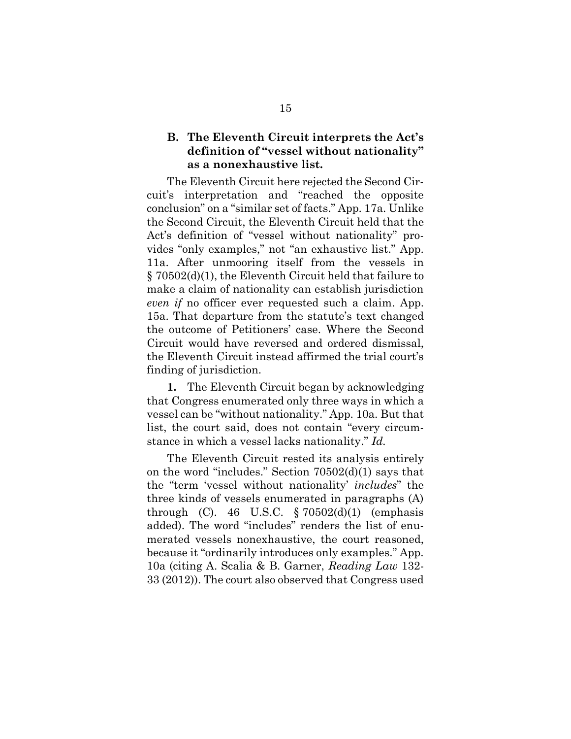### B. The Eleventh Circuit interprets the Act's definition of "vessel without nationality" as a nonexhaustive list.

The Eleventh Circuit here rejected the Second Circuit's interpretation and "reached the opposite conclusion" on a "similar set of facts." App. 17a. Unlike the Second Circuit, the Eleventh Circuit held that the Act's definition of "vessel without nationality" provides "only examples," not "an exhaustive list." App. 11a. After unmooring itself from the vessels in § 70502(d)(1), the Eleventh Circuit held that failure to make a claim of nationality can establish jurisdiction *even if* no officer ever requested such a claim. App. 15a. That departure from the statute's text changed the outcome of Petitioners' case. Where the Second Circuit would have reversed and ordered dismissal, the Eleventh Circuit instead affirmed the trial court's finding of jurisdiction.

**1.** The Eleventh Circuit began by acknowledging that Congress enumerated only three ways in which a vessel can be "without nationality." App. 10a. But that list, the court said, does not contain "every circumstance in which a vessel lacks nationality." *Id.*

The Eleventh Circuit rested its analysis entirely on the word "includes." Section 70502(d)(1) says that the "term 'vessel without nationality' *includes*" the three kinds of vessels enumerated in paragraphs (A) through (C). 46 U.S.C. § 70502(d)(1) (emphasis added). The word "includes" renders the list of enumerated vessels nonexhaustive, the court reasoned, because it "ordinarily introduces only examples." App. 10a (citing A. Scalia & B. Garner, *Reading Law* 132-33 (2012)). The court also observed that Congress used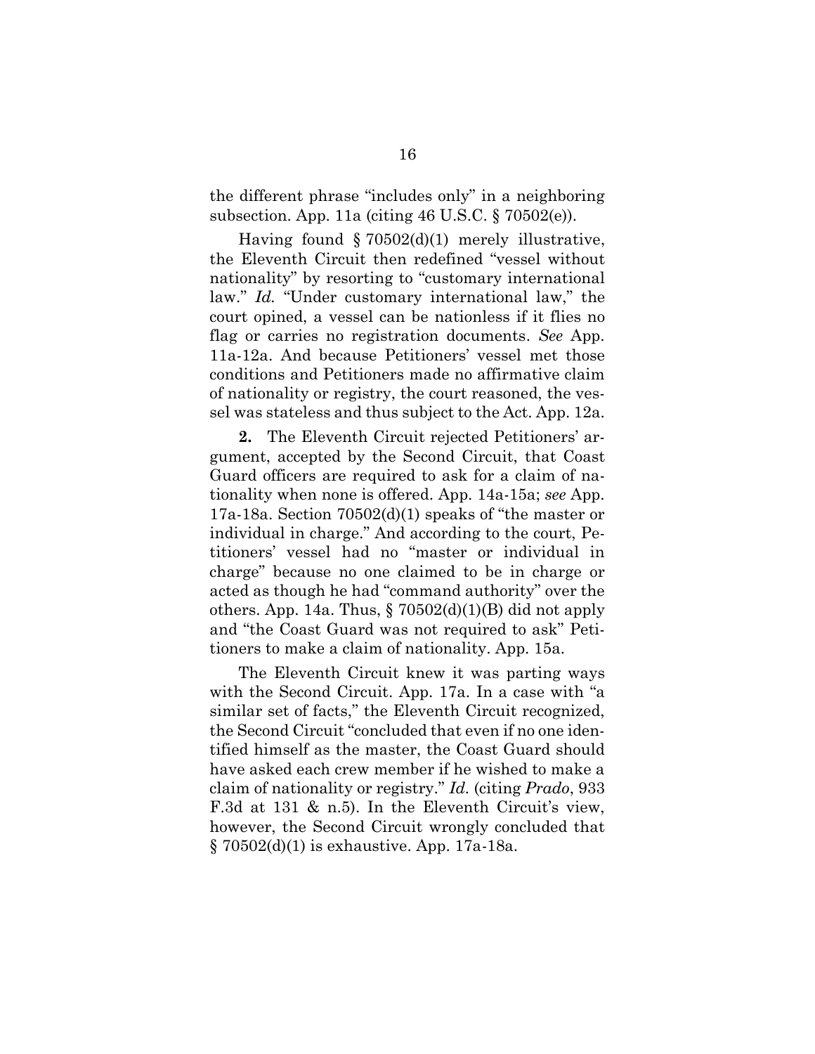the different phrase "includes only" in a neighboring subsection. App. 11a (citing 46 U.S.C. § 70502(e)).

Having found § 70502(d)(1) merely illustrative, the Eleventh Circuit then redefined "vessel without nationality" by resorting to "customary international law." *Id.* "Under customary international law," the court opined, a vessel can be nationless if it flies no flag or carries no registration documents. *See* App. 11a-12a. And because Petitioners' vessel met those conditions and Petitioners made no affirmative claim of nationality or registry, the court reasoned, the vessel was stateless and thus subject to the Act. App. 12a.

**2.** The Eleventh Circuit rejected Petitioners' argument, accepted by the Second Circuit, that Coast Guard officers are required to ask for a claim of nationality when none is offered. App. 14a-15a; *see* App. 17a-18a. Section 70502(d)(1) speaks of "the master or individual in charge." And according to the court, Petitioners' vessel had no "master or individual in charge" because no one claimed to be in charge or acted as though he had "command authority" over the others. App. 14a. Thus, § 70502(d)(1)(B) did not apply and "the Coast Guard was not required to ask" Petitioners to make a claim of nationality. App. 15a.

The Eleventh Circuit knew it was parting ways with the Second Circuit. App. 17a. In a case with "a similar set of facts," the Eleventh Circuit recognized, the Second Circuit "concluded that even if no one identified himself as the master, the Coast Guard should have asked each crew member if he wished to make a claim of nationality or registry." *Id.* (citing *Prado*, 933 F.3d at 131 & n.5). In the Eleventh Circuit's view, however, the Second Circuit wrongly concluded that § 70502(d)(1) is exhaustive. App. 17a-18a.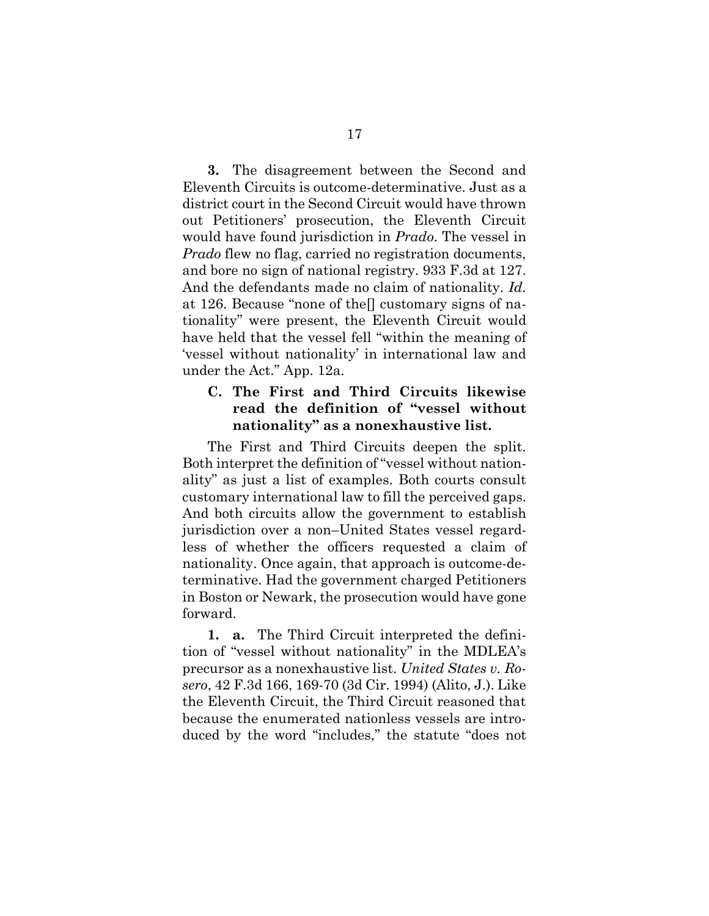**3.** The disagreement between the Second and Eleventh Circuits is outcome-determinative. Just as a district court in the Second Circuit would have thrown out Petitioners' prosecution, the Eleventh Circuit would have found jurisdiction in *Prado*. The vessel in *Prado* flew no flag, carried no registration documents, and bore no sign of national registry. 933 F.3d at 127. And the defendants made no claim of nationality. *Id.* at 126. Because "none of the[] customary signs of nationality" were present, the Eleventh Circuit would have held that the vessel fell "within the meaning of 'vessel without nationality' in international law and under the Act." App. 12a.

### C. The First and Third Circuits likewise read the definition of "vessel without nationality" as a nonexhaustive list.

The First and Third Circuits deepen the split. Both interpret the definition of "vessel without nationality" as just a list of examples. Both courts consult customary international law to fill the perceived gaps. And both circuits allow the government to establish jurisdiction over a non–United States vessel regardless of whether the officers requested a claim of nationality. Once again, that approach is outcome-determinative. Had the government charged Petitioners in Boston or Newark, the prosecution would have gone forward.

**1. a.** The Third Circuit interpreted the definition of "vessel without nationality" in the MDLEA's precursor as a nonexhaustive list. *United States v. Rosero*, 42 F.3d 166, 169-70 (3d Cir. 1994) (Alito, J.). Like the Eleventh Circuit, the Third Circuit reasoned that because the enumerated nationless vessels are introduced by the word "includes," the statute "does not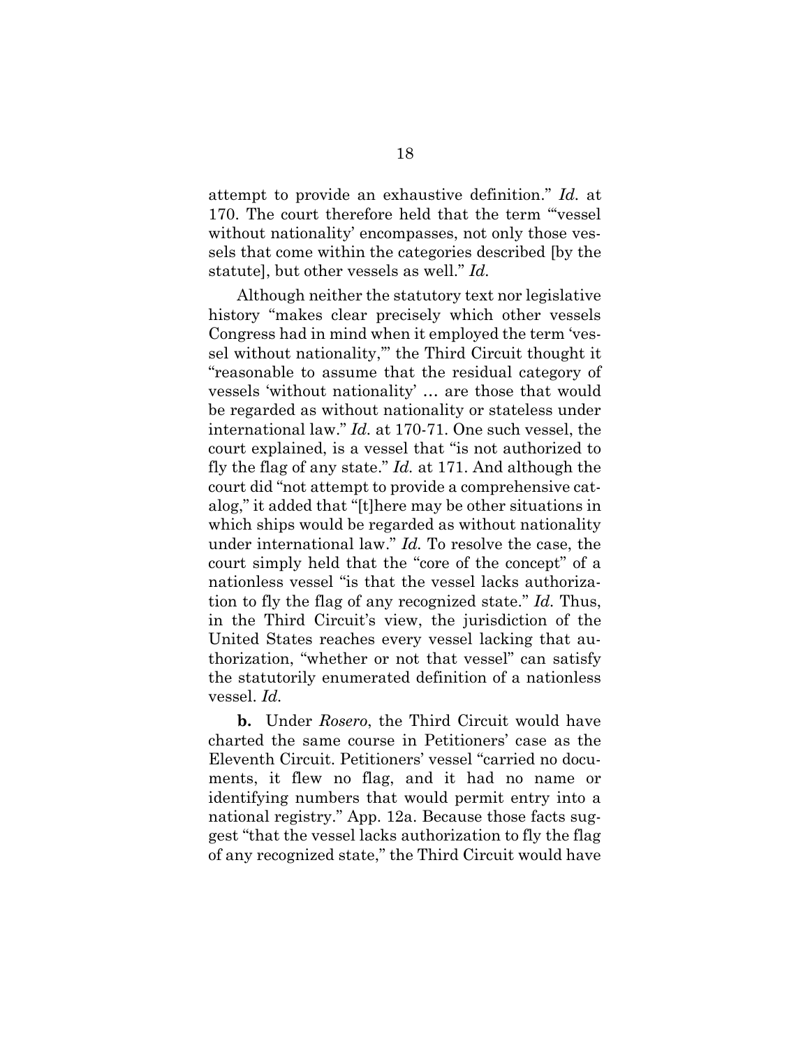attempt to provide an exhaustive definition." *Id.* at 170. The court therefore held that the term "'vessel without nationality' encompasses, not only those vessels that come within the categories described [by the statute], but other vessels as well." *Id.*

Although neither the statutory text nor legislative history "makes clear precisely which other vessels Congress had in mind when it employed the term 'vessel without nationality,'" the Third Circuit thought it "reasonable to assume that the residual category of vessels 'without nationality' … are those that would be regarded as without nationality or stateless under international law." *Id.* at 170-71. One such vessel, the court explained, is a vessel that "is not authorized to fly the flag of any state." *Id.* at 171. And although the court did "not attempt to provide a comprehensive catalog," it added that "[t]here may be other situations in which ships would be regarded as without nationality under international law." *Id.* To resolve the case, the court simply held that the "core of the concept" of a nationless vessel "is that the vessel lacks authorization to fly the flag of any recognized state." *Id.* Thus, in the Third Circuit's view, the jurisdiction of the United States reaches every vessel lacking that authorization, "whether or not that vessel" can satisfy the statutorily enumerated definition of a nationless vessel. *Id.*

**b.** Under *Rosero*, the Third Circuit would have charted the same course in Petitioners' case as the Eleventh Circuit. Petitioners' vessel "carried no documents, it flew no flag, and it had no name or identifying numbers that would permit entry into a national registry." App. 12a. Because those facts suggest "that the vessel lacks authorization to fly the flag of any recognized state," the Third Circuit would have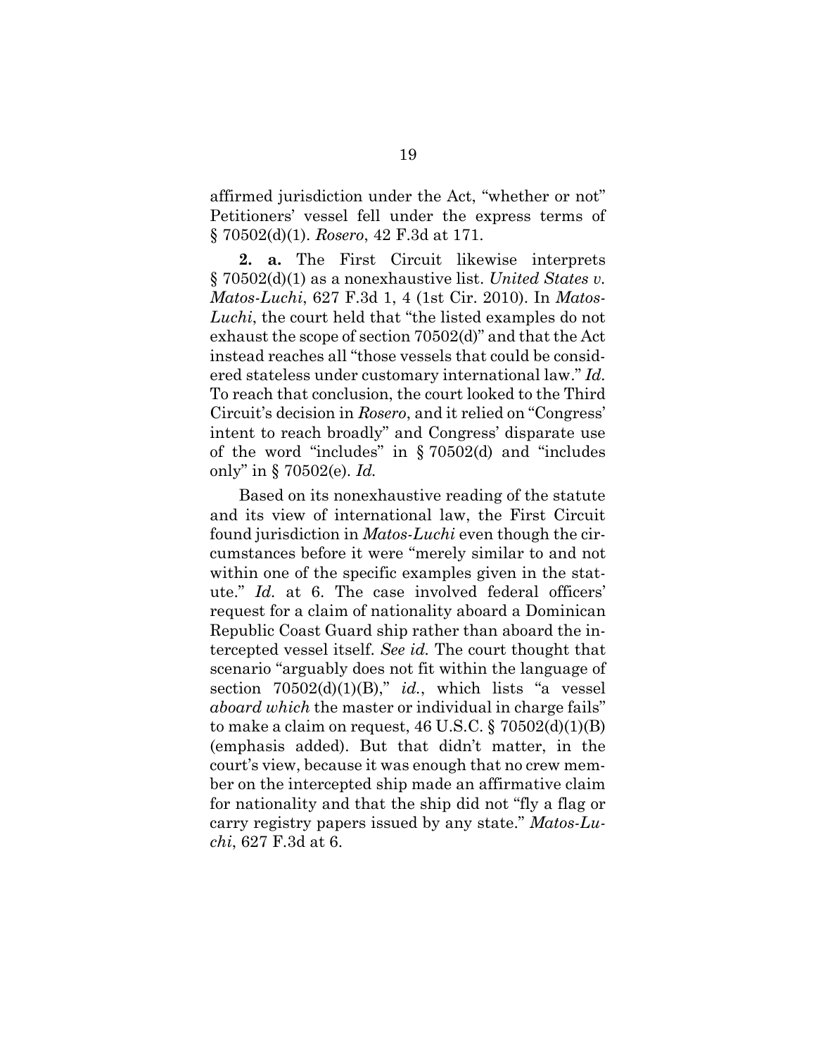affirmed jurisdiction under the Act, "whether or not" Petitioners' vessel fell under the express terms of § 70502(d)(1). *Rosero*, 42 F.3d at 171.

**2. a.** The First Circuit likewise interprets § 70502(d)(1) as a nonexhaustive list. *United States v. Matos-Luchi*, 627 F.3d 1, 4 (1st Cir. 2010). In *Matos-Luchi*, the court held that "the listed examples do not exhaust the scope of section 70502(d)" and that the Act instead reaches all "those vessels that could be considered stateless under customary international law." *Id.* To reach that conclusion, the court looked to the Third Circuit's decision in *Rosero*, and it relied on "Congress' intent to reach broadly" and Congress' disparate use of the word "includes" in § 70502(d) and "includes only" in § 70502(e). *Id.*

Based on its nonexhaustive reading of the statute and its view of international law, the First Circuit found jurisdiction in *Matos-Luchi* even though the circumstances before it were "merely similar to and not within one of the specific examples given in the statute." *Id.* at 6. The case involved federal officers' request for a claim of nationality aboard a Dominican Republic Coast Guard ship rather than aboard the intercepted vessel itself. *See id.* The court thought that scenario "arguably does not fit within the language of section 70502(d)(1)(B)," *id.*, which lists "a vessel *aboard which* the master or individual in charge fails" to make a claim on request, 46 U.S.C. § 70502(d)(1)(B) (emphasis added). But that didn't matter, in the court's view, because it was enough that no crew member on the intercepted ship made an affirmative claim for nationality and that the ship did not "fly a flag or carry registry papers issued by any state." *Matos-Luchi*, 627 F.3d at 6.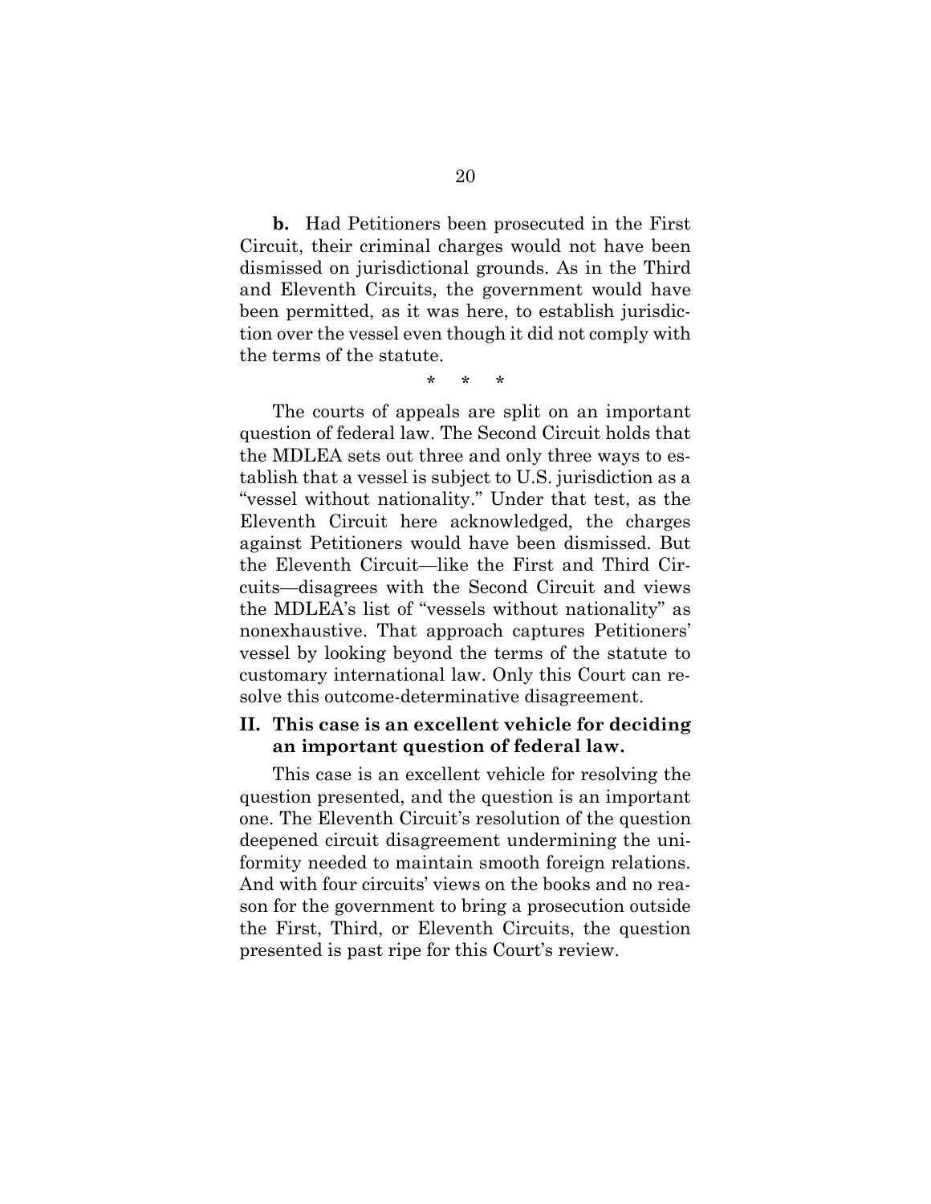**b.** Had Petitioners been prosecuted in the First Circuit, their criminal charges would not have been dismissed on jurisdictional grounds. As in the Third and Eleventh Circuits, the government would have been permitted, as it was here, to establish jurisdiction over the vessel even though it did not comply with the terms of the statute.

\* \* \*

The courts of appeals are split on an important question of federal law. The Second Circuit holds that the MDLEA sets out three and only three ways to establish that a vessel is subject to U.S. jurisdiction as a "vessel without nationality." Under that test, as the Eleventh Circuit here acknowledged, the charges against Petitioners would have been dismissed. But the Eleventh Circuit—like the First and Third Circuits—disagrees with the Second Circuit and views the MDLEA's list of "vessels without nationality" as nonexhaustive. That approach captures Petitioners' vessel by looking beyond the terms of the statute to customary international law. Only this Court can resolve this outcome-determinative disagreement.

## II. This case is an excellent vehicle for deciding an important question of federal law.

This case is an excellent vehicle for resolving the question presented, and the question is an important one. The Eleventh Circuit's resolution of the question deepened circuit disagreement undermining the uniformity needed to maintain smooth foreign relations. And with four circuits' views on the books and no reason for the government to bring a prosecution outside the First, Third, or Eleventh Circuits, the question presented is past ripe for this Court's review.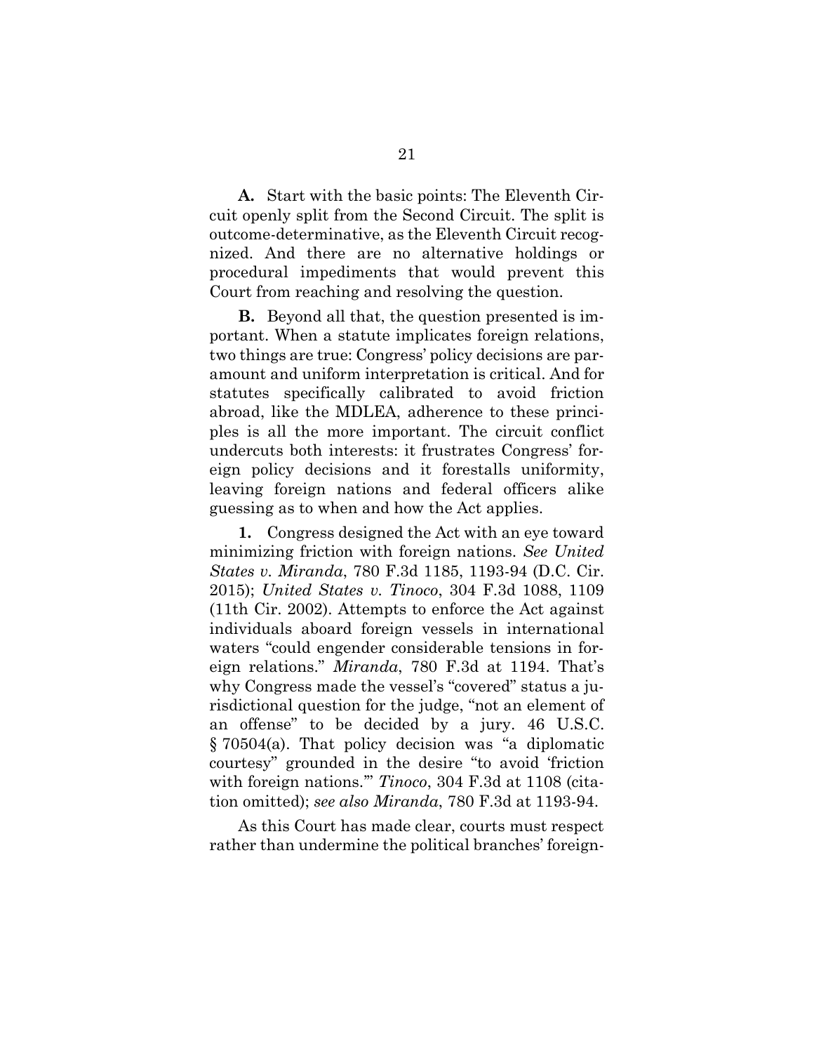**A.** Start with the basic points: The Eleventh Circuit openly split from the Second Circuit. The split is outcome-determinative, as the Eleventh Circuit recognized. And there are no alternative holdings or procedural impediments that would prevent this Court from reaching and resolving the question.

**B.** Beyond all that, the question presented is important. When a statute implicates foreign relations, two things are true: Congress' policy decisions are paramount and uniform interpretation is critical. And for statutes specifically calibrated to avoid friction abroad, like the MDLEA, adherence to these principles is all the more important. The circuit conflict undercuts both interests: it frustrates Congress' foreign policy decisions and it forestalls uniformity, leaving foreign nations and federal officers alike guessing as to when and how the Act applies.

**1.** Congress designed the Act with an eye toward minimizing friction with foreign nations. *See United States v. Miranda*, 780 F.3d 1185, 1193-94 (D.C. Cir. 2015); *United States v. Tinoco*, 304 F.3d 1088, 1109 (11th Cir. 2002). Attempts to enforce the Act against individuals aboard foreign vessels in international waters "could engender considerable tensions in foreign relations." *Miranda*, 780 F.3d at 1194. That's why Congress made the vessel's "covered" status a jurisdictional question for the judge, "not an element of an offense" to be decided by a jury. 46 U.S.C. § 70504(a). That policy decision was "a diplomatic courtesy" grounded in the desire "to avoid 'friction with foreign nations.'" *Tinoco*, 304 F.3d at 1108 (citation omitted); *see also Miranda*, 780 F.3d at 1193-94.

As this Court has made clear, courts must respect rather than undermine the political branches' foreign-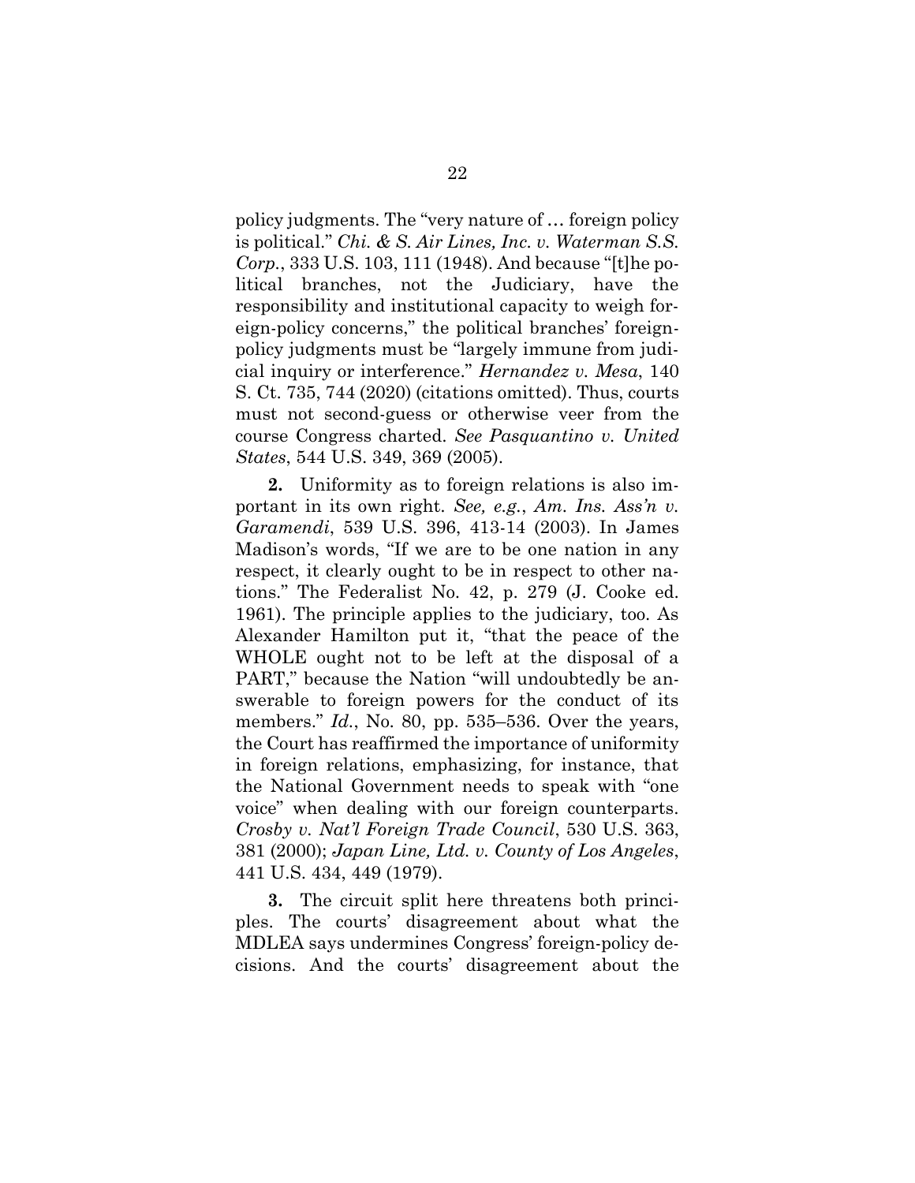policy judgments. The "very nature of … foreign policy is political." *Chi. & S. Air Lines, Inc. v. Waterman S.S. Corp.*, 333 U.S. 103, 111 (1948). And because "[t]he political branches, not the Judiciary, have the responsibility and institutional capacity to weigh foreign-policy concerns," the political branches' foreign-policy judgments must be "largely immune from judicial inquiry or interference." *Hernandez v. Mesa*, 140 S. Ct. 735, 744 (2020) (citations omitted). Thus, courts must not second-guess or otherwise veer from the course Congress charted. *See Pasquantino v. United States*, 544 U.S. 349, 369 (2005).

**2.** Uniformity as to foreign relations is also important in its own right. *See, e.g.*, *Am. Ins. Ass'n v. Garamendi*, 539 U.S. 396, 413-14 (2003). In James Madison's words, "If we are to be one nation in any respect, it clearly ought to be in respect to other nations." The Federalist No. 42, p. 279 (J. Cooke ed. 1961). The principle applies to the judiciary, too. As Alexander Hamilton put it, "that the peace of the WHOLE ought not to be left at the disposal of a PART," because the Nation "will undoubtedly be answerable to foreign powers for the conduct of its members." *Id.*, No. 80, pp. 535–536. Over the years, the Court has reaffirmed the importance of uniformity in foreign relations, emphasizing, for instance, that the National Government needs to speak with "one voice" when dealing with our foreign counterparts. *Crosby v. Nat'l Foreign Trade Council*, 530 U.S. 363, 381 (2000); *Japan Line, Ltd. v. County of Los Angeles*, 441 U.S. 434, 449 (1979).

**3.** The circuit split here threatens both principles. The courts' disagreement about what the MDLEA says undermines Congress' foreign-policy decisions. And the courts' disagreement about the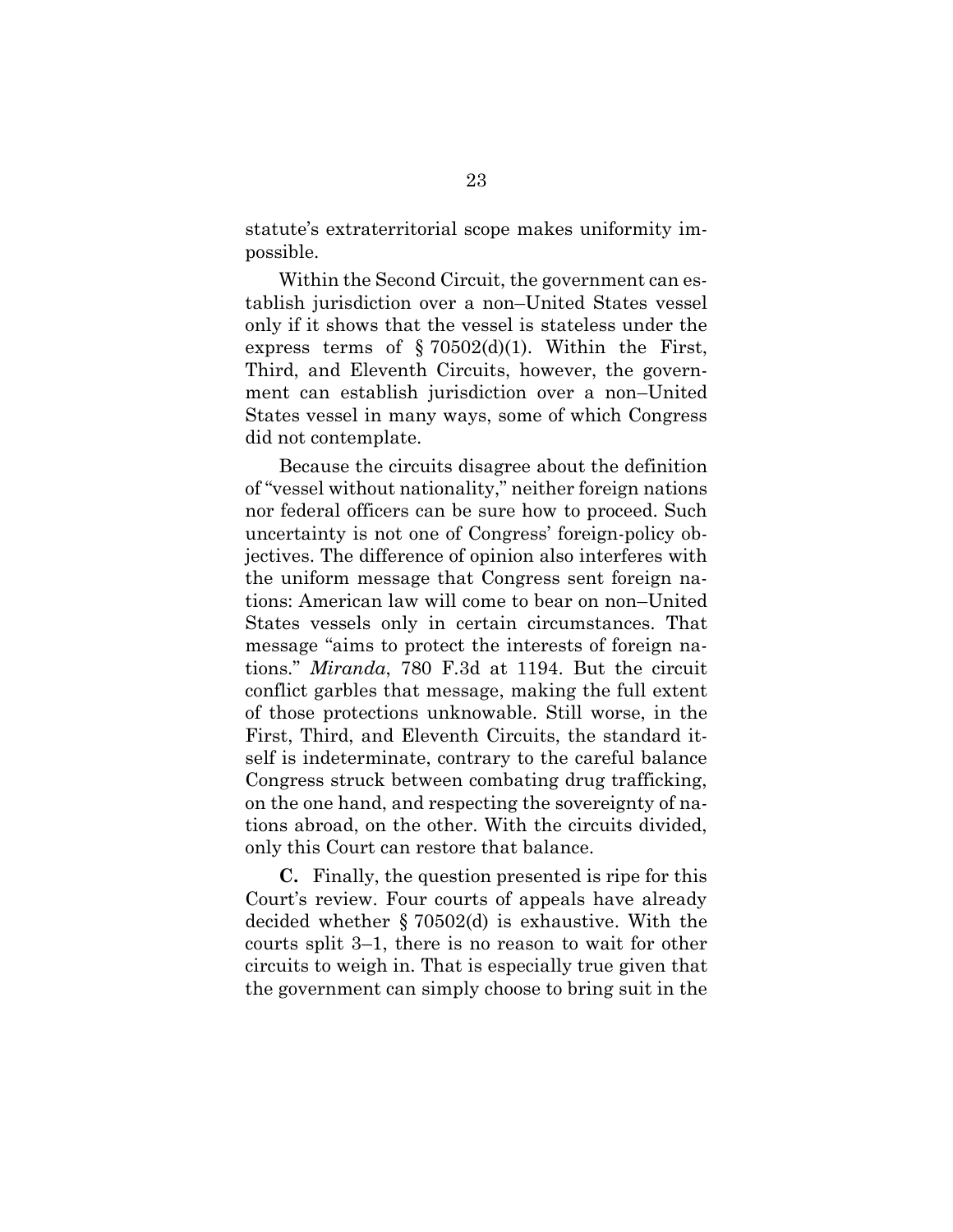statute's extraterritorial scope makes uniformity impossible.

Within the Second Circuit, the government can establish jurisdiction over a non–United States vessel only if it shows that the vessel is stateless under the express terms of § 70502(d)(1). Within the First, Third, and Eleventh Circuits, however, the government can establish jurisdiction over a non–United States vessel in many ways, some of which Congress did not contemplate.

Because the circuits disagree about the definition of "vessel without nationality," neither foreign nations nor federal officers can be sure how to proceed. Such uncertainty is not one of Congress' foreign-policy objectives. The difference of opinion also interferes with the uniform message that Congress sent foreign nations: American law will come to bear on non–United States vessels only in certain circumstances. That message "aims to protect the interests of foreign nations." *Miranda*, 780 F.3d at 1194. But the circuit conflict garbles that message, making the full extent of those protections unknowable. Still worse, in the First, Third, and Eleventh Circuits, the standard itself is indeterminate, contrary to the careful balance Congress struck between combating drug trafficking, on the one hand, and respecting the sovereignty of nations abroad, on the other. With the circuits divided, only this Court can restore that balance.

**C.** Finally, the question presented is ripe for this Court's review. Four courts of appeals have already decided whether § 70502(d) is exhaustive. With the courts split 3–1, there is no reason to wait for other circuits to weigh in. That is especially true given that the government can simply choose to bring suit in the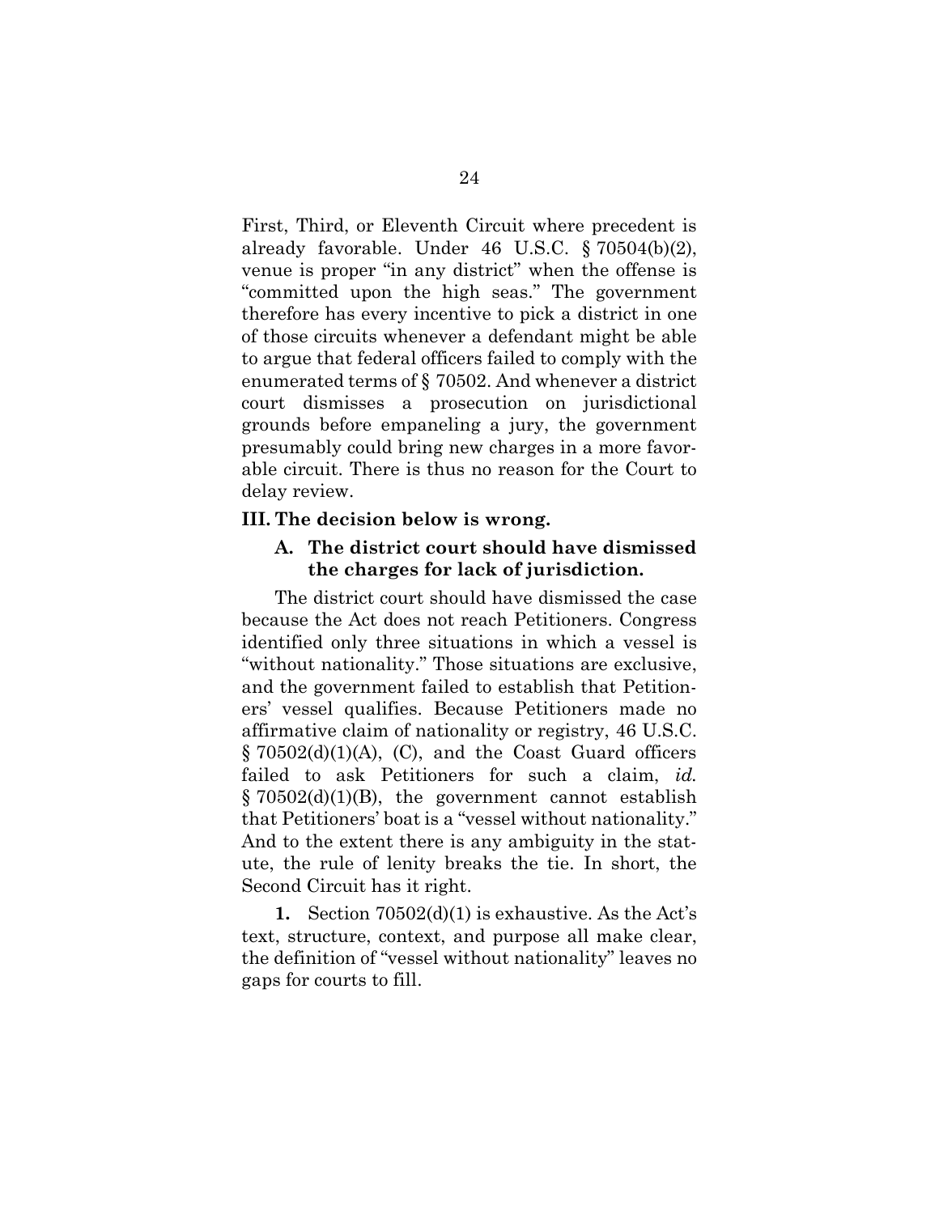First, Third, or Eleventh Circuit where precedent is already favorable. Under 46 U.S.C. § 70504(b)(2), venue is proper "in any district" when the offense is "committed upon the high seas." The government therefore has every incentive to pick a district in one of those circuits whenever a defendant might be able to argue that federal officers failed to comply with the enumerated terms of § 70502. And whenever a district court dismisses a prosecution on jurisdictional grounds before empaneling a jury, the government presumably could bring new charges in a more favorable circuit. There is thus no reason for the Court to delay review.

## III. The decision below is wrong.

### A. The district court should have dismissed the charges for lack of jurisdiction.

The district court should have dismissed the case because the Act does not reach Petitioners. Congress identified only three situations in which a vessel is "without nationality." Those situations are exclusive, and the government failed to establish that Petitioners' vessel qualifies. Because Petitioners made no affirmative claim of nationality or registry, 46 U.S.C. § 70502(d)(1)(A), (C), and the Coast Guard officers failed to ask Petitioners for such a claim, *id.* § 70502(d)(1)(B), the government cannot establish that Petitioners' boat is a "vessel without nationality." And to the extent there is any ambiguity in the statute, the rule of lenity breaks the tie. In short, the Second Circuit has it right.

**1.** Section 70502(d)(1) is exhaustive. As the Act's text, structure, context, and purpose all make clear, the definition of "vessel without nationality" leaves no gaps for courts to fill.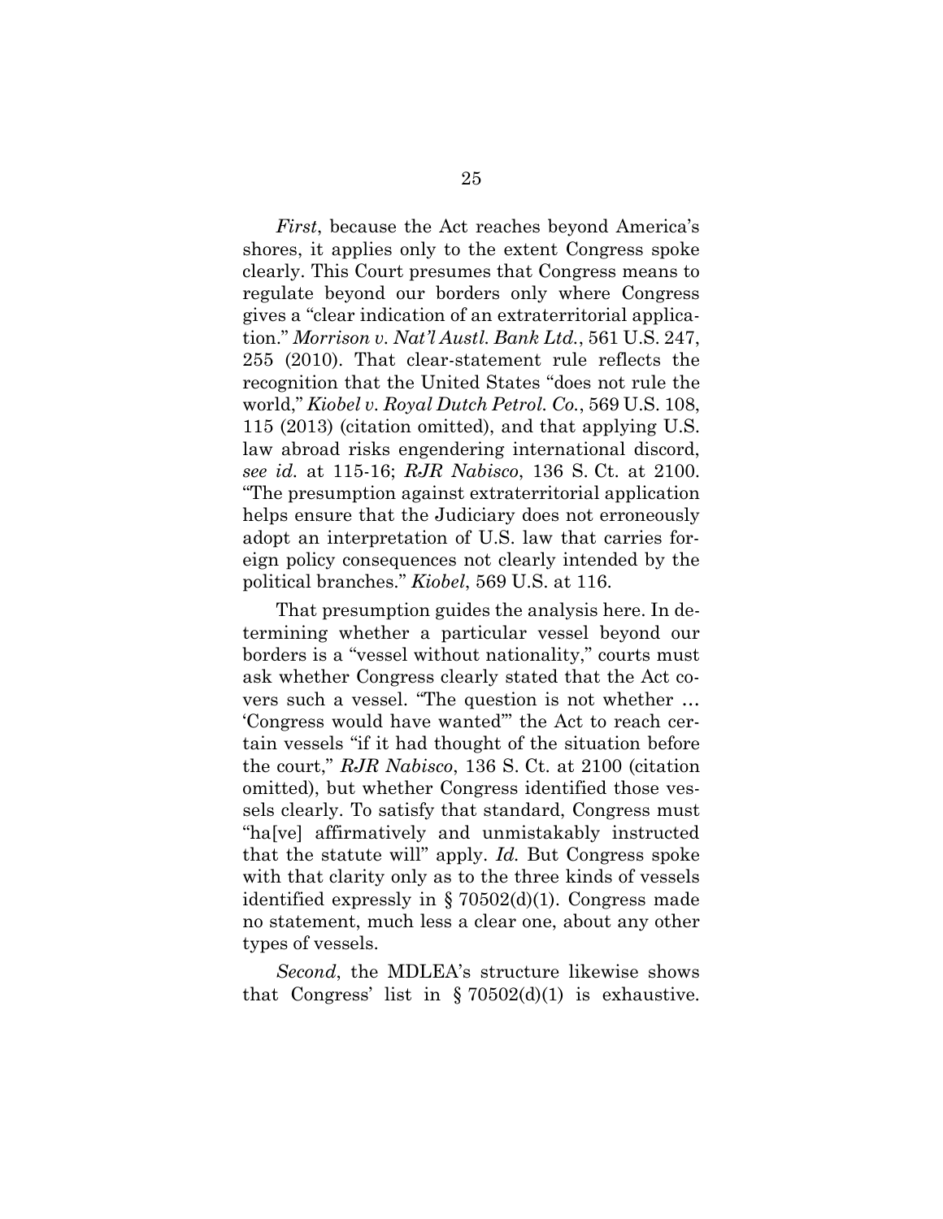*First*, because the Act reaches beyond America's shores, it applies only to the extent Congress spoke clearly. This Court presumes that Congress means to regulate beyond our borders only where Congress gives a "clear indication of an extraterritorial application." *Morrison v. Nat'l Austl. Bank Ltd.*, 561 U.S. 247, 255 (2010). That clear-statement rule reflects the recognition that the United States "does not rule the world," *Kiobel v. Royal Dutch Petrol. Co.*, 569 U.S. 108, 115 (2013) (citation omitted), and that applying U.S. law abroad risks engendering international discord, *see id.* at 115-16; *RJR Nabisco*, 136 S. Ct. at 2100. "The presumption against extraterritorial application helps ensure that the Judiciary does not erroneously adopt an interpretation of U.S. law that carries foreign policy consequences not clearly intended by the political branches." *Kiobel*, 569 U.S. at 116.

That presumption guides the analysis here. In determining whether a particular vessel beyond our borders is a "vessel without nationality," courts must ask whether Congress clearly stated that the Act covers such a vessel. "The question is not whether … 'Congress would have wanted'" the Act to reach certain vessels "if it had thought of the situation before the court," *RJR Nabisco*, 136 S. Ct. at 2100 (citation omitted), but whether Congress identified those vessels clearly. To satisfy that standard, Congress must "ha[ve] affirmatively and unmistakably instructed that the statute will" apply. *Id.* But Congress spoke with that clarity only as to the three kinds of vessels identified expressly in § 70502(d)(1). Congress made no statement, much less a clear one, about any other types of vessels.

*Second*, the MDLEA's structure likewise shows that Congress' list in § 70502(d)(1) is exhaustive.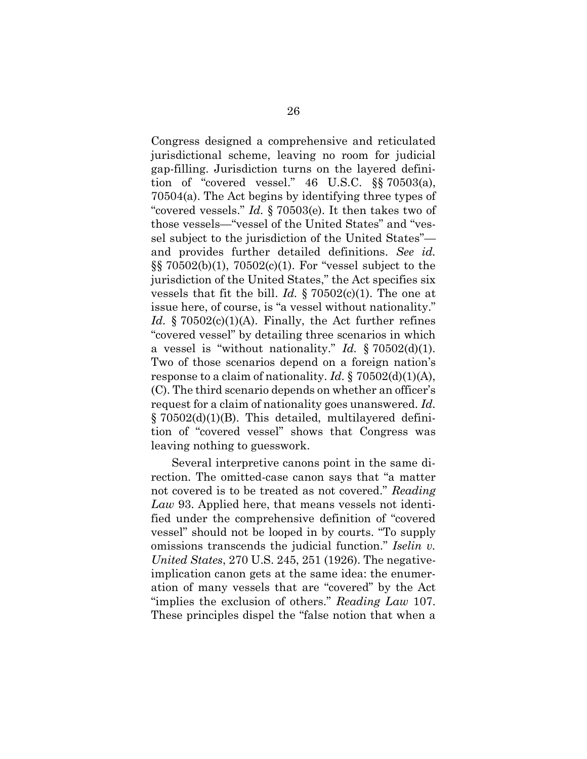Congress designed a comprehensive and reticulated jurisdictional scheme, leaving no room for judicial gap-filling. Jurisdiction turns on the layered definition of "covered vessel." 46 U.S.C. §§ 70503(a), 70504(a). The Act begins by identifying three types of "covered vessels." *Id.* § 70503(e). It then takes two of those vessels—"vessel of the United States" and "vessel subject to the jurisdiction of the United States"—and provides further detailed definitions. *See id.* §§ 70502(b)(1), 70502(c)(1). For "vessel subject to the jurisdiction of the United States," the Act specifies six vessels that fit the bill. *Id.* § 70502(c)(1). The one at issue here, of course, is "a vessel without nationality." *Id.* § 70502(c)(1)(A). Finally, the Act further refines "covered vessel" by detailing three scenarios in which a vessel is "without nationality." *Id.* § 70502(d)(1). Two of those scenarios depend on a foreign nation's response to a claim of nationality. *Id.* § 70502(d)(1)(A), (C). The third scenario depends on whether an officer's request for a claim of nationality goes unanswered. *Id.* § 70502(d)(1)(B). This detailed, multilayered definition of "covered vessel" shows that Congress was leaving nothing to guesswork.

Several interpretive canons point in the same direction. The omitted-case canon says that "a matter not covered is to be treated as not covered." *Reading Law* 93. Applied here, that means vessels not identified under the comprehensive definition of "covered vessel" should not be looped in by courts. "To supply omissions transcends the judicial function." *Iselin v. United States*, 270 U.S. 245, 251 (1926). The negative-implication canon gets at the same idea: the enumeration of many vessels that are "covered" by the Act "implies the exclusion of others." *Reading Law* 107. These principles dispel the "false notion that when a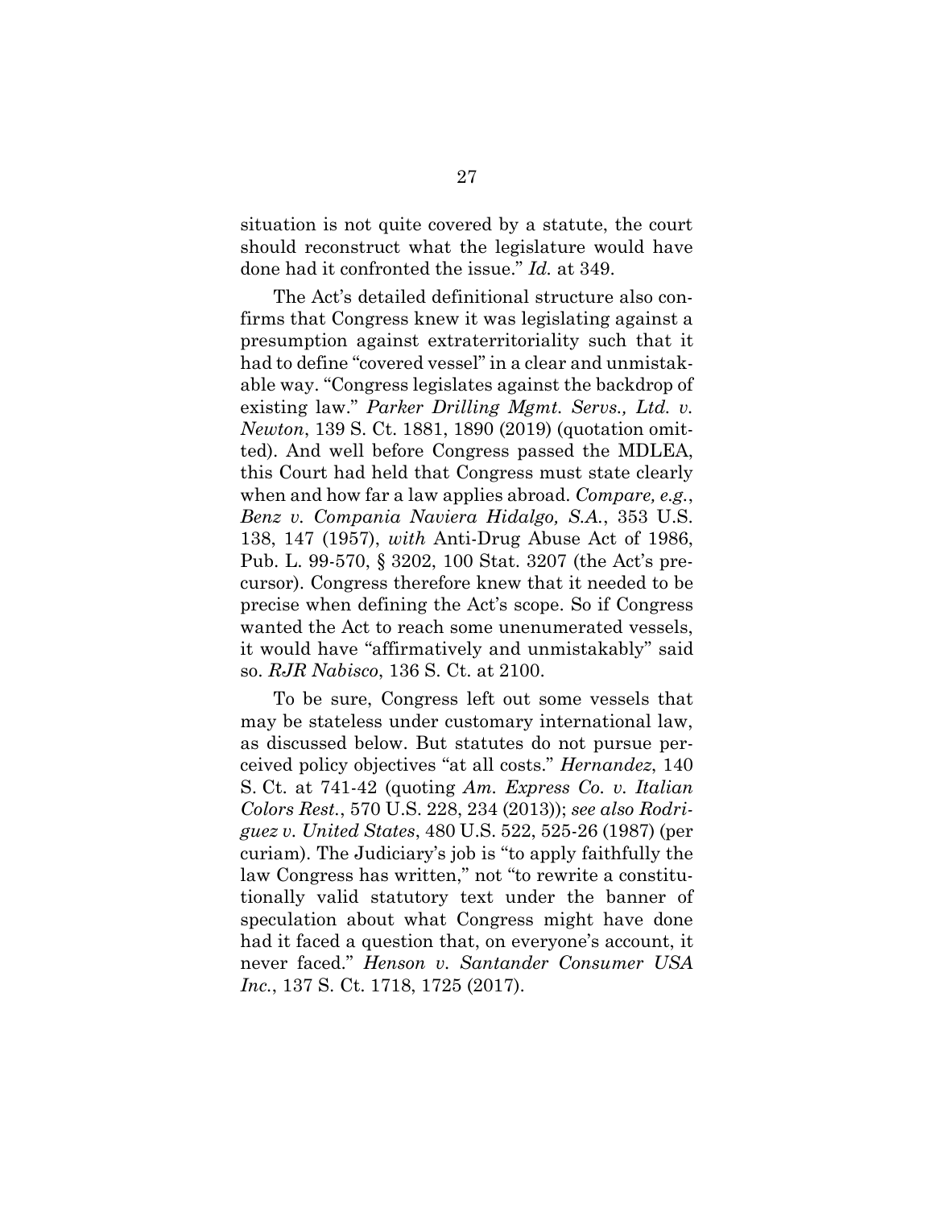situation is not quite covered by a statute, the court should reconstruct what the legislature would have done had it confronted the issue." *Id.* at 349.

The Act's detailed definitional structure also confirms that Congress knew it was legislating against a presumption against extraterritoriality such that it had to define "covered vessel" in a clear and unmistakable way. "Congress legislates against the backdrop of existing law." *Parker Drilling Mgmt. Servs., Ltd. v. Newton*, 139 S. Ct. 1881, 1890 (2019) (quotation omitted). And well before Congress passed the MDLEA, this Court had held that Congress must state clearly when and how far a law applies abroad. *Compare, e.g.*, *Benz v. Compania Naviera Hidalgo, S.A.*, 353 U.S. 138, 147 (1957), *with* Anti-Drug Abuse Act of 1986, Pub. L. 99-570, § 3202, 100 Stat. 3207 (the Act's precursor). Congress therefore knew that it needed to be precise when defining the Act's scope. So if Congress wanted the Act to reach some unenumerated vessels, it would have "affirmatively and unmistakably" said so. *RJR Nabisco*, 136 S. Ct. at 2100.

To be sure, Congress left out some vessels that may be stateless under customary international law, as discussed below. But statutes do not pursue perceived policy objectives "at all costs." *Hernandez*, 140 S. Ct. at 741-42 (quoting *Am. Express Co. v. Italian Colors Rest.*, 570 U.S. 228, 234 (2013)); *see also Rodriguez v. United States*, 480 U.S. 522, 525-26 (1987) (per curiam). The Judiciary's job is "to apply faithfully the law Congress has written," not "to rewrite a constitutionally valid statutory text under the banner of speculation about what Congress might have done had it faced a question that, on everyone's account, it never faced." *Henson v. Santander Consumer USA Inc.*, 137 S. Ct. 1718, 1725 (2017).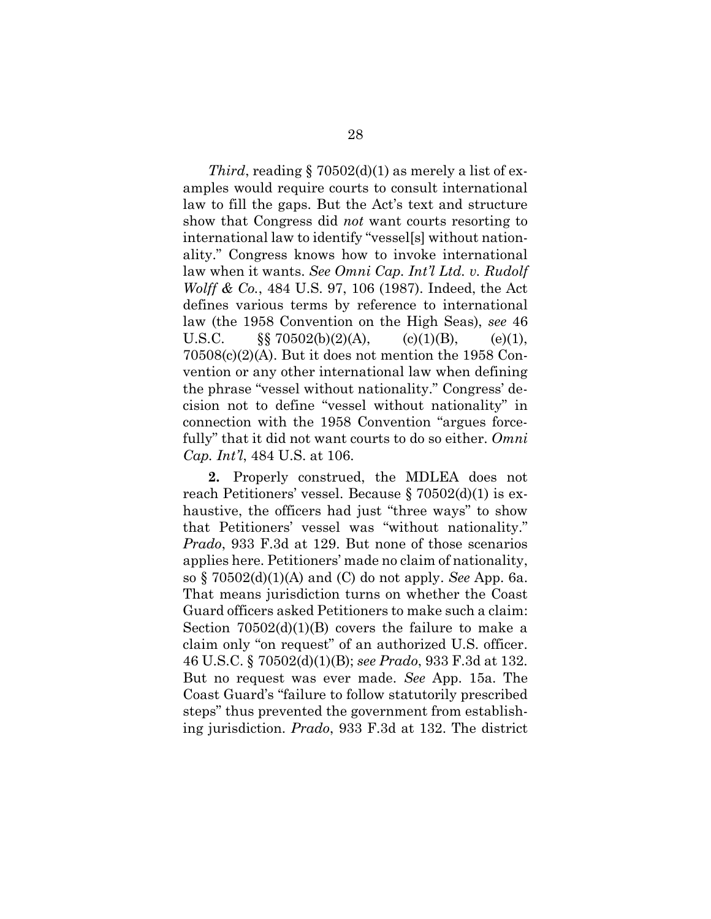*Third*, reading § 70502(d)(1) as merely a list of examples would require courts to consult international law to fill the gaps. But the Act's text and structure show that Congress did *not* want courts resorting to international law to identify "vessel[s] without nationality." Congress knows how to invoke international law when it wants. *See Omni Cap. Int'l Ltd. v. Rudolf Wolff & Co.*, 484 U.S. 97, 106 (1987). Indeed, the Act defines various terms by reference to international law (the 1958 Convention on the High Seas), *see* 46 U.S.C. §§ 70502(b)(2)(A), (c)(1)(B), (e)(1), 70508(c)(2)(A). But it does not mention the 1958 Convention or any other international law when defining the phrase "vessel without nationality." Congress' decision not to define "vessel without nationality" in connection with the 1958 Convention "argues forcefully" that it did not want courts to do so either. *Omni Cap. Int'l*, 484 U.S. at 106.

**2.** Properly construed, the MDLEA does not reach Petitioners' vessel. Because § 70502(d)(1) is exhaustive, the officers had just "three ways" to show that Petitioners' vessel was "without nationality." *Prado*, 933 F.3d at 129. But none of those scenarios applies here. Petitioners' made no claim of nationality, so § 70502(d)(1)(A) and (C) do not apply. *See* App. 6a. That means jurisdiction turns on whether the Coast Guard officers asked Petitioners to make such a claim: Section 70502(d)(1)(B) covers the failure to make a claim only "on request" of an authorized U.S. officer. 46 U.S.C. § 70502(d)(1)(B); *see Prado*, 933 F.3d at 132. But no request was ever made. *See* App. 15a. The Coast Guard's "failure to follow statutorily prescribed steps" thus prevented the government from establishing jurisdiction. *Prado*, 933 F.3d at 132. The district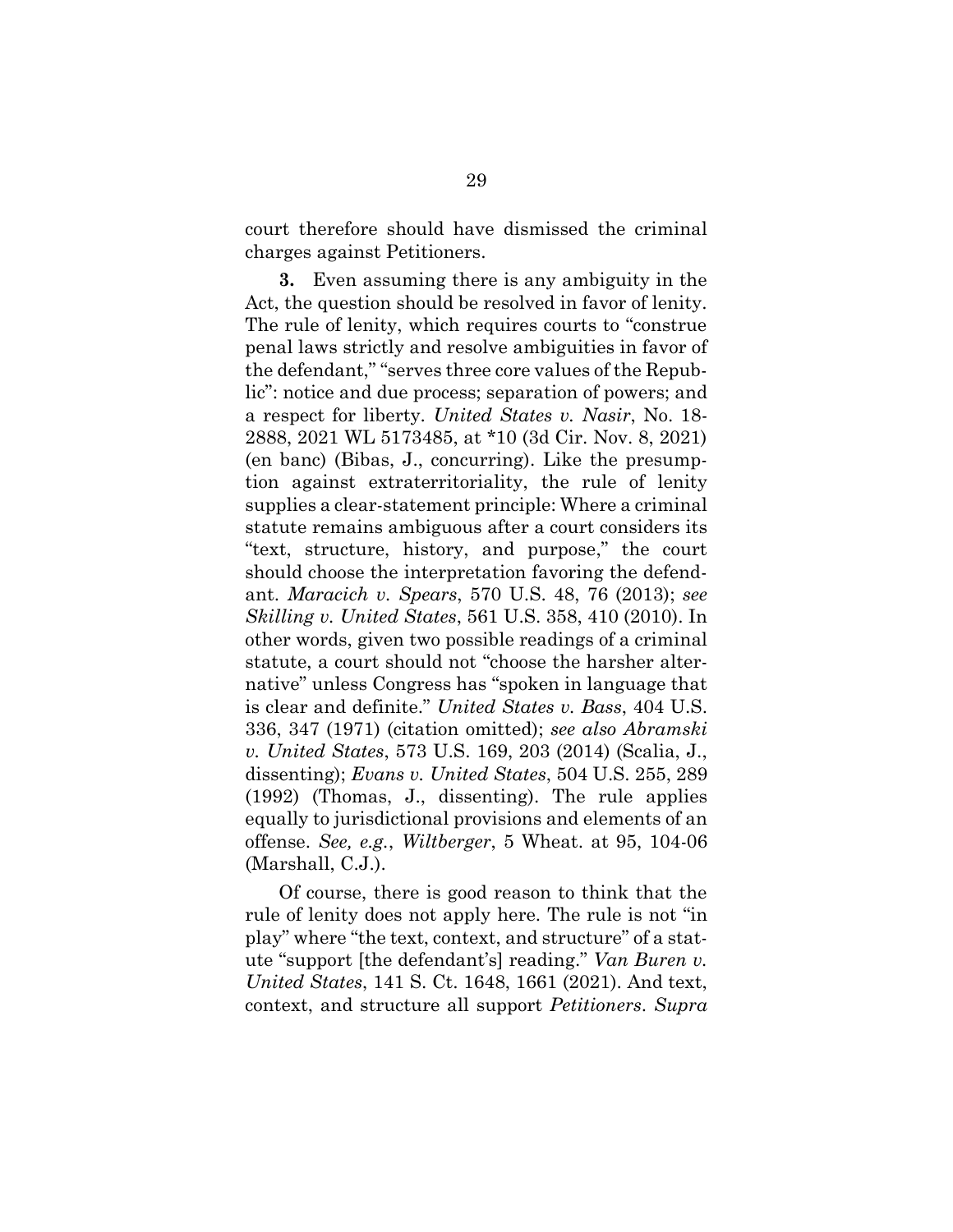court therefore should have dismissed the criminal charges against Petitioners.

**3.** Even assuming there is any ambiguity in the Act, the question should be resolved in favor of lenity. The rule of lenity, which requires courts to "construe penal laws strictly and resolve ambiguities in favor of the defendant," "serves three core values of the Republic": notice and due process; separation of powers; and a respect for liberty. *United States v. Nasir*, No. 18-2888, 2021 WL 5173485, at *10 (3d Cir. Nov. 8, 2021) (en banc) (Bibas, J., concurring). Like the presumption against extraterritoriality, the rule of lenity supplies a clear-statement principle: Where a criminal statute remains ambiguous after a court considers its "text, structure, history, and purpose," the court should choose the interpretation favoring the defendant. *Maracich v. Spears*, 570 U.S. 48, 76 (2013); *see Skilling v. United States*, 561 U.S. 358, 410 (2010). In other words, given two possible readings of a criminal statute, a court should not "choose the harsher alternative" unless Congress has "spoken in language that is clear and definite." *United States v. Bass*, 404 U.S. 336, 347 (1971) (citation omitted); *see also Abramski v. United States*, 573 U.S. 169, 203 (2014) (Scalia, J., dissenting); *Evans v. United States*, 504 U.S. 255, 289 (1992) (Thomas, J., dissenting). The rule applies equally to jurisdictional provisions and elements of an offense. *See, e.g.*, *Wiltberger*, 5 Wheat. at 95, 104-06 (Marshall, C.J.).

Of course, there is good reason to think that the rule of lenity does not apply here. The rule is not "in play" where "the text, context, and structure" of a statute "support [the defendant's] reading." *Van Buren v. United States*, 141 S. Ct. 1648, 1661 (2021). And text, context, and structure all support *Petitioners*. *Supra*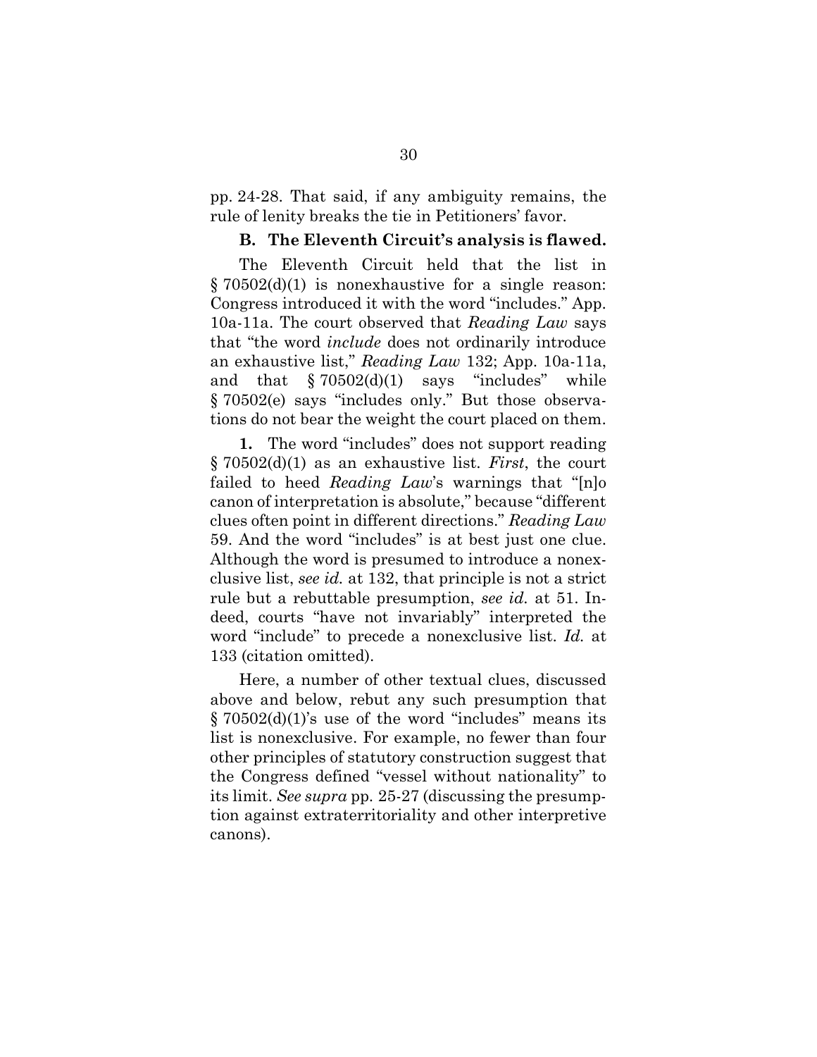pp. 24-28. That said, if any ambiguity remains, the rule of lenity breaks the tie in Petitioners' favor.

### B. The Eleventh Circuit's analysis is flawed.

The Eleventh Circuit held that the list in § 70502(d)(1) is nonexhaustive for a single reason: Congress introduced it with the word "includes." App. 10a-11a. The court observed that *Reading Law* says that "the word *include* does not ordinarily introduce an exhaustive list," *Reading Law* 132; App. 10a-11a, and that § 70502(d)(1) says "includes" while § 70502(e) says "includes only." But those observations do not bear the weight the court placed on them.

**1.** The word "includes" does not support reading § 70502(d)(1) as an exhaustive list. *First*, the court failed to heed *Reading Law*'s warnings that "[n]o canon of interpretation is absolute," because "different clues often point in different directions." *Reading Law* 59. And the word "includes" is at best just one clue. Although the word is presumed to introduce a nonexclusive list, *see id.* at 132, that principle is not a strict rule but a rebuttable presumption, *see id.* at 51. Indeed, courts "have not invariably" interpreted the word "include" to precede a nonexclusive list. *Id.* at 133 (citation omitted).

Here, a number of other textual clues, discussed above and below, rebut any such presumption that § 70502(d)(1)'s use of the word "includes" means its list is nonexclusive. For example, no fewer than four other principles of statutory construction suggest that the Congress defined "vessel without nationality" to its limit. *See supra* pp. 25-27 (discussing the presumption against extraterritoriality and other interpretive canons).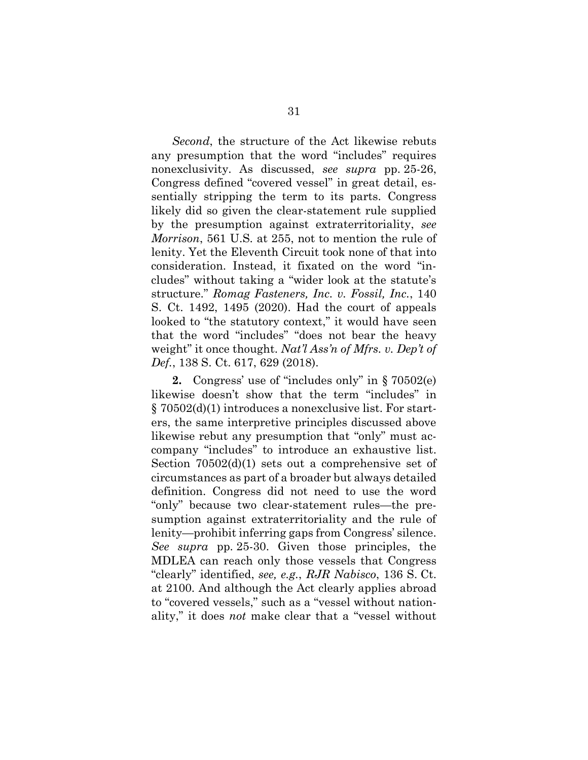*Second*, the structure of the Act likewise rebuts any presumption that the word "includes" requires nonexclusivity. As discussed, *see supra* pp. 25-26, Congress defined "covered vessel" in great detail, essentially stripping the term to its parts. Congress likely did so given the clear-statement rule supplied by the presumption against extraterritoriality, *see Morrison*, 561 U.S. at 255, not to mention the rule of lenity. Yet the Eleventh Circuit took none of that into consideration. Instead, it fixated on the word "includes" without taking a "wider look at the statute's structure." *Romag Fasteners, Inc. v. Fossil, Inc.*, 140 S. Ct. 1492, 1495 (2020). Had the court of appeals looked to "the statutory context," it would have seen that the word "includes" "does not bear the heavy weight" it once thought. *Nat'l Ass'n of Mfrs. v. Dep't of Def.*, 138 S. Ct. 617, 629 (2018).

**2.** Congress' use of "includes only" in § 70502(e) likewise doesn't show that the term "includes" in § 70502(d)(1) introduces a nonexclusive list. For starters, the same interpretive principles discussed above likewise rebut any presumption that "only" must accompany "includes" to introduce an exhaustive list. Section 70502(d)(1) sets out a comprehensive set of circumstances as part of a broader but always detailed definition. Congress did not need to use the word "only" because two clear-statement rules—the presumption against extraterritoriality and the rule of lenity—prohibit inferring gaps from Congress' silence. *See supra* pp. 25-30. Given those principles, the MDLEA can reach only those vessels that Congress "clearly" identified, *see, e.g.*, *RJR Nabisco*, 136 S. Ct. at 2100. And although the Act clearly applies abroad to "covered vessels," such as a "vessel without nationality," it does *not* make clear that a "vessel without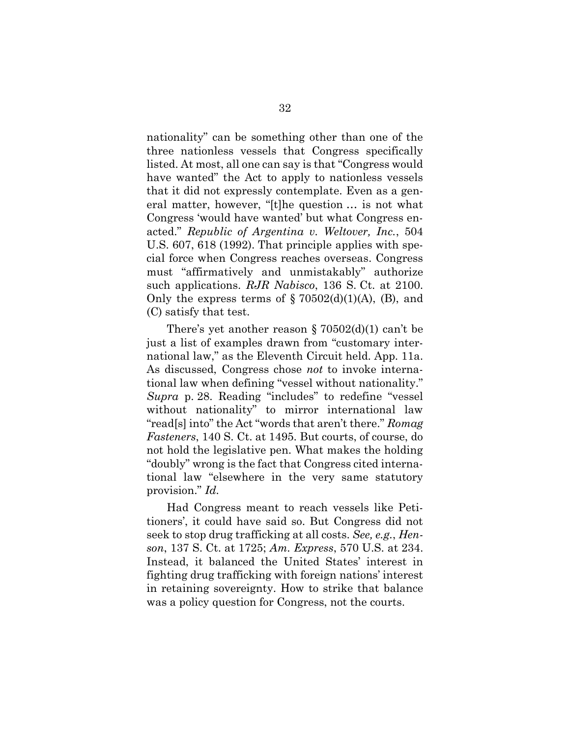nationality" can be something other than one of the three nationless vessels that Congress specifically listed. At most, all one can say is that "Congress would have wanted" the Act to apply to nationless vessels that it did not expressly contemplate. Even as a general matter, however, "[t]he question … is not what Congress 'would have wanted' but what Congress enacted." *Republic of Argentina v. Weltover, Inc.*, 504 U.S. 607, 618 (1992). That principle applies with special force when Congress reaches overseas. Congress must "affirmatively and unmistakably" authorize such applications. *RJR Nabisco*, 136 S. Ct. at 2100. Only the express terms of § 70502(d)(1)(A), (B), and (C) satisfy that test.

There's yet another reason § 70502(d)(1) can't be just a list of examples drawn from "customary international law," as the Eleventh Circuit held. App. 11a. As discussed, Congress chose *not* to invoke international law when defining "vessel without nationality." *Supra* p. 28. Reading "includes" to redefine "vessel without nationality" to mirror international law "read[s] into" the Act "words that aren't there." *Romag Fasteners*, 140 S. Ct. at 1495. But courts, of course, do not hold the legislative pen. What makes the holding "doubly" wrong is the fact that Congress cited international law "elsewhere in the very same statutory provision." *Id.*

Had Congress meant to reach vessels like Petitioners', it could have said so. But Congress did not seek to stop drug trafficking at all costs. *See, e.g.*, *Henson*, 137 S. Ct. at 1725; *Am. Express*, 570 U.S. at 234. Instead, it balanced the United States' interest in fighting drug trafficking with foreign nations' interest in retaining sovereignty. How to strike that balance was a policy question for Congress, not the courts.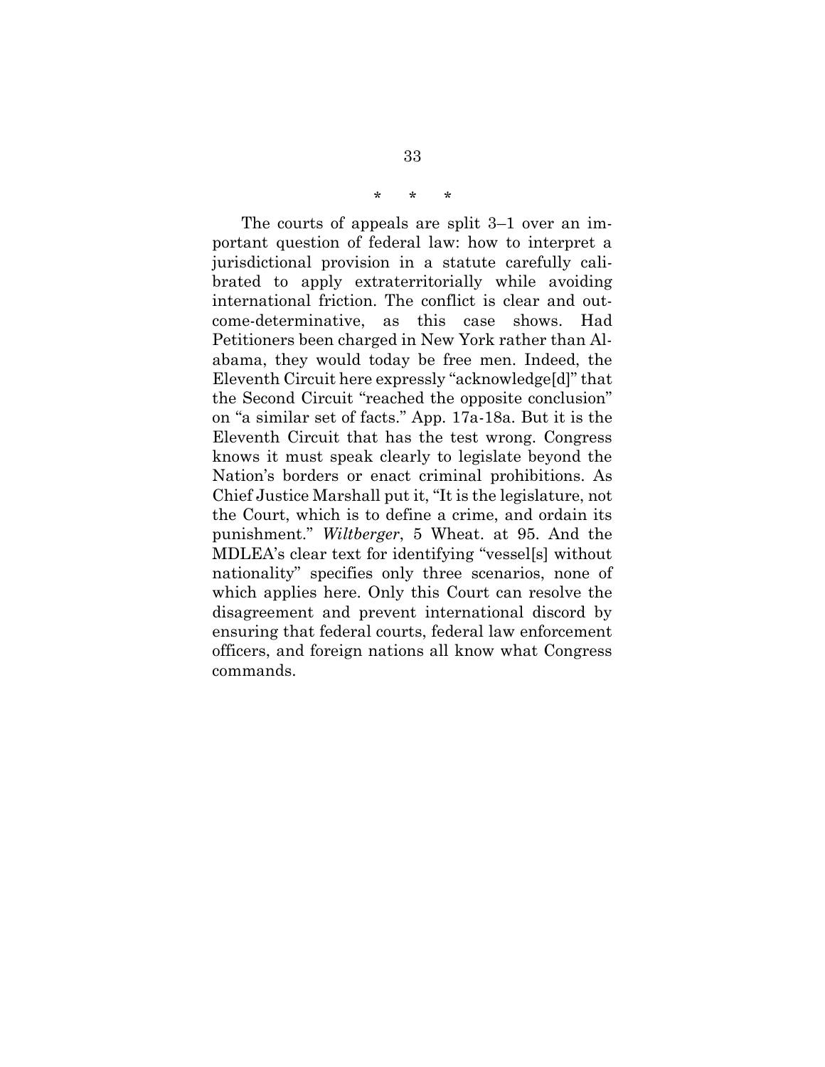\* \* \*

The courts of appeals are split 3–1 over an important question of federal law: how to interpret a jurisdictional provision in a statute carefully calibrated to apply extraterritorially while avoiding international friction. The conflict is clear and outcome-determinative, as this case shows. Had Petitioners been charged in New York rather than Alabama, they would today be free men. Indeed, the Eleventh Circuit here expressly "acknowledge[d]" that the Second Circuit "reached the opposite conclusion" on "a similar set of facts." App. 17a-18a. But it is the Eleventh Circuit that has the test wrong. Congress knows it must speak clearly to legislate beyond the Nation's borders or enact criminal prohibitions. As Chief Justice Marshall put it, "It is the legislature, not the Court, which is to define a crime, and ordain its punishment." *Wiltberger*, 5 Wheat. at 95. And the MDLEA's clear text for identifying "vessel[s] without nationality" specifies only three scenarios, none of which applies here. Only this Court can resolve the disagreement and prevent international discord by ensuring that federal courts, federal law enforcement officers, and foreign nations all know what Congress commands.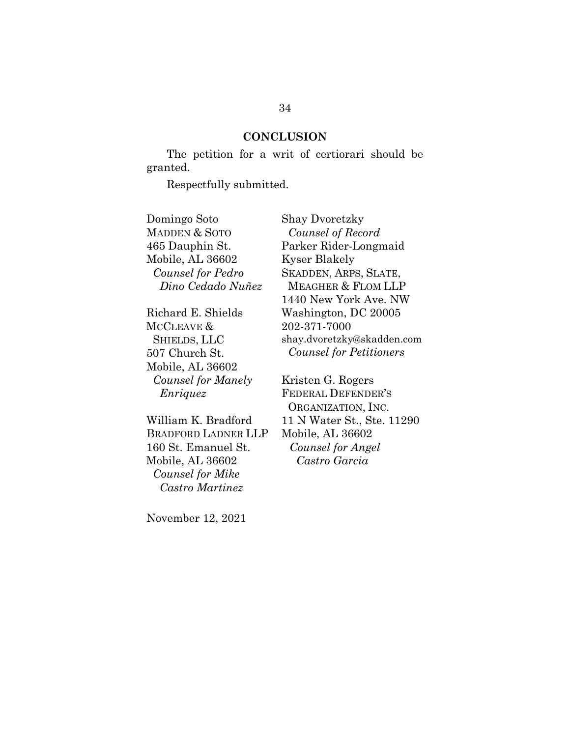## CONCLUSION

The petition for a writ of certiorari should be granted.

Respectfully submitted.

Domingo Soto
MADDEN & SOTO
465 Dauphin St.
Mobile, AL 36602
*Counsel for Pedro Dino Cedado Nuñez*

Richard E. Shields
MCCLEAVE & SHIELDS, LLC
507 Church St.
Mobile, AL 36602
*Counsel for Manely Enriquez*

William K. Bradford
BRADFORD LADNER LLP
160 St. Emanuel St.
Mobile, AL 36602
*Counsel for Mike Castro Martinez*

Shay Dvoretzky
*Counsel of Record*
Parker Rider-Longmaid
Kyser Blakely
SKADDEN, ARPS, SLATE, MEAGHER & FLOM LLP
1440 New York Ave. NW
Washington, DC 20005
202-371-7000
shay.dvoretzky@skadden.com
*Counsel for Petitioners*

Kristen G. Rogers
FEDERAL DEFENDER'S ORGANIZATION, INC.
11 N Water St., Ste. 11290
Mobile, AL 36602
*Counsel for Angel Castro Garcia*

November 12, 2021